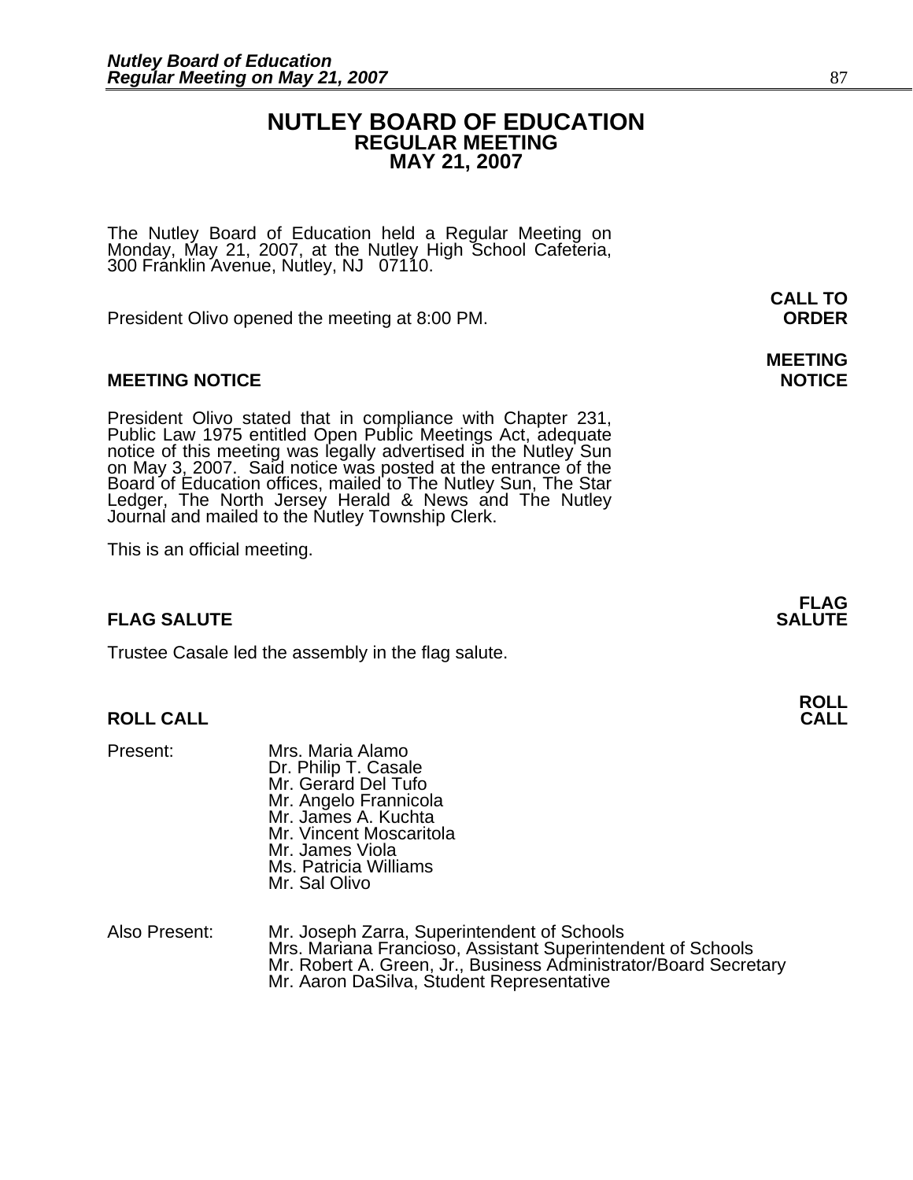# NUTLEY BOARD OF EDUCATION
## REGULAR MEETING
## MAY 21, 2007

The Nutley Board of Education held a Regular Meeting on Monday, May 21, 2007, at the Nutley High School Cafeteria, 300 Franklin Avenue, Nutley, NJ 07110.

**CALL TO ORDER**

President Olivo opened the meeting at 8:00 PM.

**MEETING NOTICE**

President Olivo stated that in compliance with Chapter 231, Public Law 1975 entitled Open Public Meetings Act, adequate notice of this meeting was legally advertised in the Nutley Sun on May 3, 2007. Said notice was posted at the entrance of the Board of Education offices, mailed to The Nutley Sun, The Star Ledger, The North Jersey Herald & News and The Nutley Journal and mailed to the Nutley Township Clerk.

This is an official meeting.

**FLAG SALUTE**

Trustee Casale led the assembly in the flag salute.

**ROLL CALL**

Present:
- Mrs. Maria Alamo
- Dr. Philip T. Casale
- Mr. Gerard Del Tufo
- Mr. Angelo Frannicola
- Mr. James A. Kuchta
- Mr. Vincent Moscaritola
- Mr. James Viola
- Ms. Patricia Williams
- Mr. Sal Olivo

Also Present:
- Mr. Joseph Zarra, Superintendent of Schools
- Mrs. Mariana Francioso, Assistant Superintendent of Schools
- Mr. Robert A. Green, Jr., Business Administrator/Board Secretary
- Mr. Aaron DaSilva, Student Representative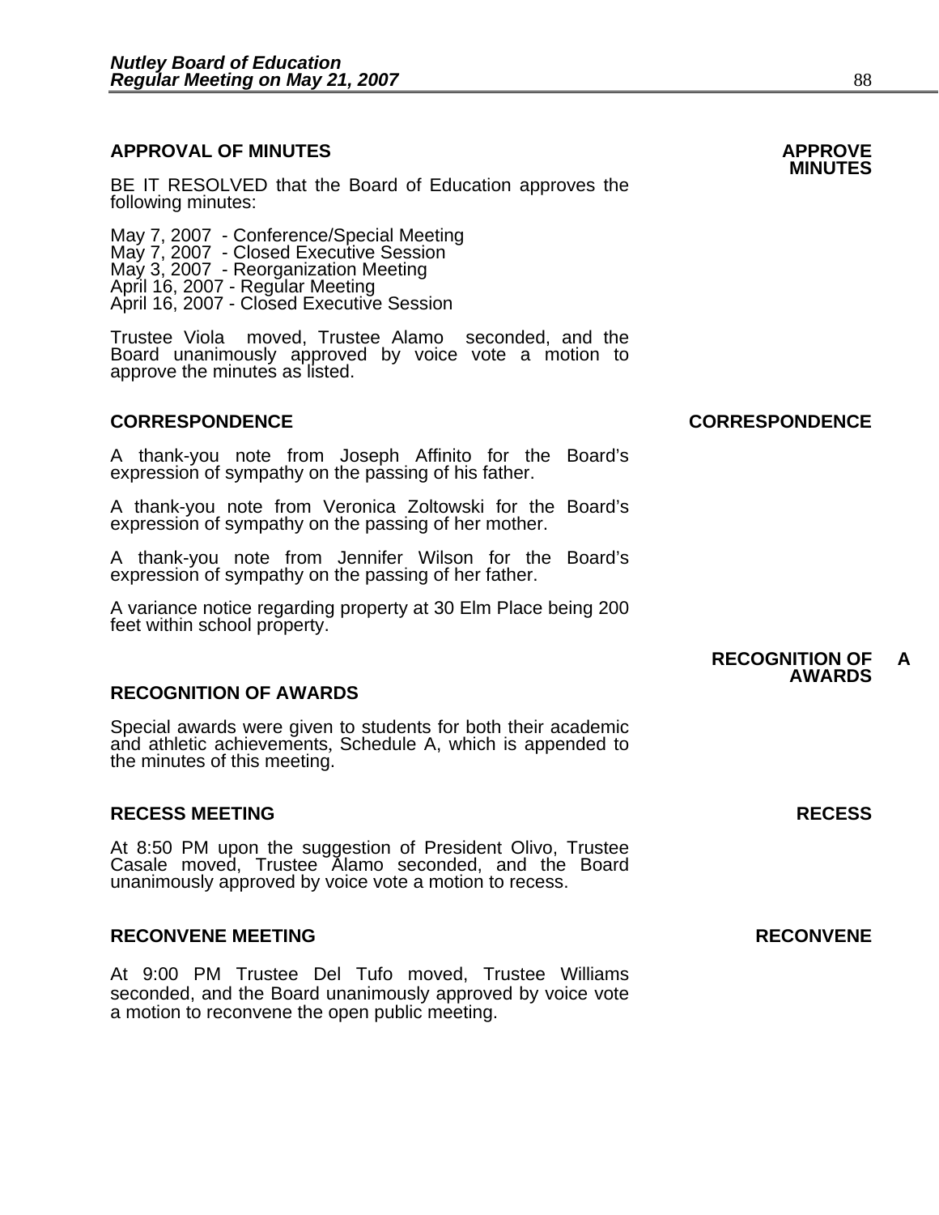## APPROVAL OF MINUTES

**APPROVE MINUTES**

BE IT RESOLVED that the Board of Education approves the following minutes:

May 7, 2007 - Conference/Special Meeting
May 7, 2007 - Closed Executive Session
May 3, 2007 - Reorganization Meeting
April 16, 2007 - Regular Meeting
April 16, 2007 - Closed Executive Session

Trustee Viola moved, Trustee Alamo seconded, and the Board unanimously approved by voice vote a motion to approve the minutes as listed.

## CORRESPONDENCE

**CORRESPONDENCE**

A thank-you note from Joseph Affinito for the Board's expression of sympathy on the passing of his father.

A thank-you note from Veronica Zoltowski for the Board's expression of sympathy on the passing of her mother.

A thank-you note from Jennifer Wilson for the Board's expression of sympathy on the passing of her father.

A variance notice regarding property at 30 Elm Place being 200 feet within school property.

## RECOGNITION OF AWARDS

**RECOGNITION OF AWARDS**

Special awards were given to students for both their academic and athletic achievements, Schedule A, which is appended to the minutes of this meeting.

## RECESS MEETING

**RECESS**

At 8:50 PM upon the suggestion of President Olivo, Trustee Casale moved, Trustee Alamo seconded, and the Board unanimously approved by voice vote a motion to recess.

## RECONVENE MEETING

**RECONVENE**

At 9:00 PM Trustee Del Tufo moved, Trustee Williams seconded, and the Board unanimously approved by voice vote a motion to reconvene the open public meeting.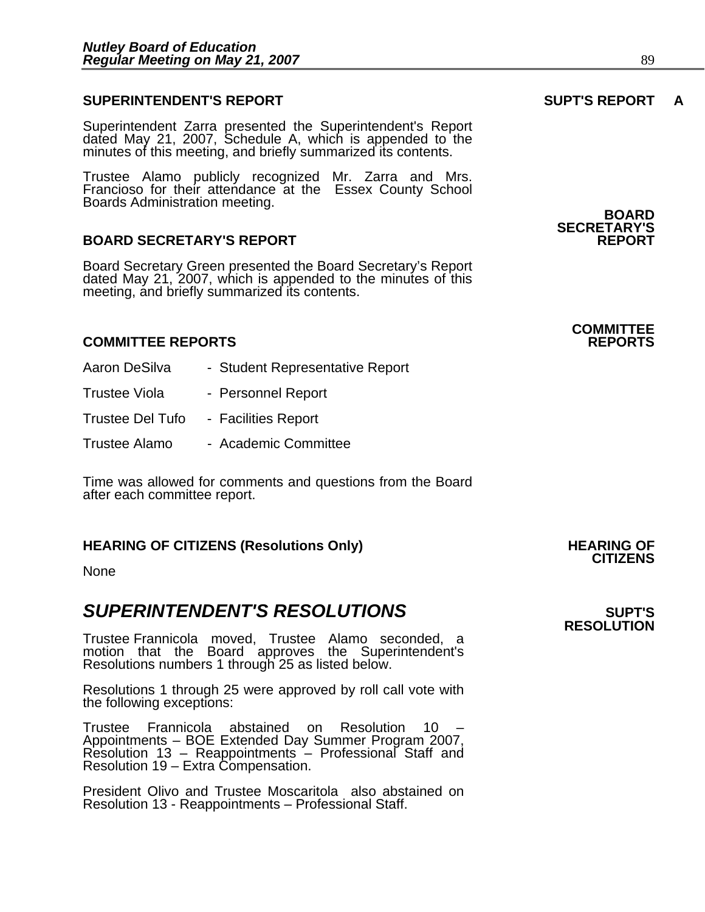## SUPERINTENDENT'S REPORT

**SUPT'S REPORT A**

Superintendent Zarra presented the Superintendent's Report dated May 21, 2007, Schedule A, which is appended to the minutes of this meeting, and briefly summarized its contents.

Trustee Alamo publicly recognized Mr. Zarra and Mrs. Francioso for their attendance at the Essex County School Boards Administration meeting.

## BOARD SECRETARY'S REPORT

**BOARD SECRETARY'S REPORT**

Board Secretary Green presented the Board Secretary's Report dated May 21, 2007, which is appended to the minutes of this meeting, and briefly summarized its contents.

## COMMITTEE REPORTS

**COMMITTEE REPORTS**

- Aaron DeSilva - Student Representative Report
- Trustee Viola - Personnel Report
- Trustee Del Tufo - Facilities Report
- Trustee Alamo - Academic Committee

Time was allowed for comments and questions from the Board after each committee report.

## HEARING OF CITIZENS (Resolutions Only)

**HEARING OF CITIZENS**

None

# *SUPERINTENDENT'S RESOLUTIONS*

**SUPT'S RESOLUTION**

Trustee Frannicola moved, Trustee Alamo seconded, a motion that the Board approves the Superintendent's Resolutions numbers 1 through 25 as listed below.

Resolutions 1 through 25 were approved by roll call vote with the following exceptions:

Trustee Frannicola abstained on Resolution 10 – Appointments – BOE Extended Day Summer Program 2007, Resolution 13 – Reappointments – Professional Staff and Resolution 19 – Extra Compensation.

President Olivo and Trustee Moscaritola also abstained on Resolution 13 - Reappointments – Professional Staff.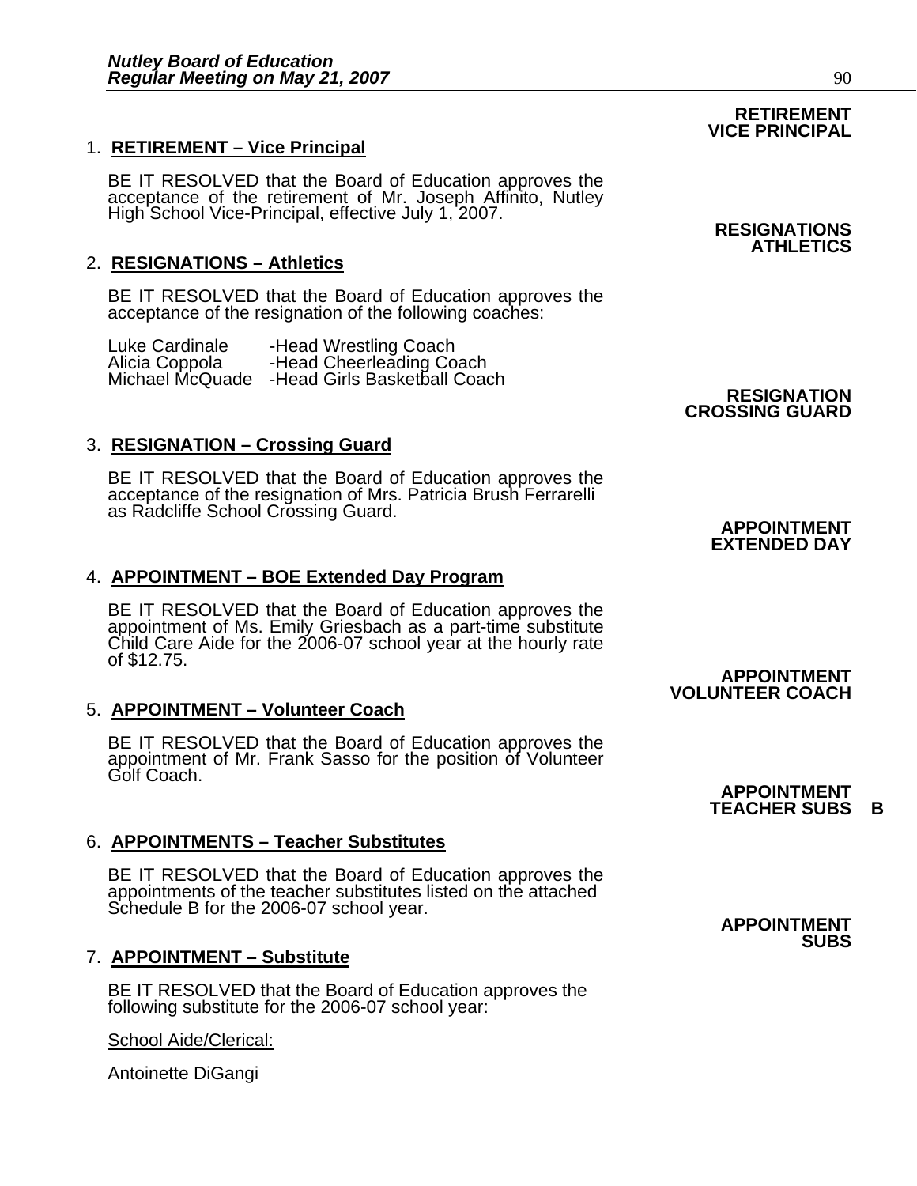**RETIREMENT VICE PRINCIPAL**

1. **RETIREMENT – Vice Principal**

   BE IT RESOLVED that the Board of Education approves the acceptance of the retirement of Mr. Joseph Affinito, Nutley High School Vice-Principal, effective July 1, 2007.

**RESIGNATIONS ATHLETICS**

2. **RESIGNATIONS – Athletics**

   BE IT RESOLVED that the Board of Education approves the acceptance of the resignation of the following coaches:

   Luke Cardinale -Head Wrestling Coach
   Alicia Coppola -Head Cheerleading Coach
   Michael McQuade -Head Girls Basketball Coach

**RESIGNATION CROSSING GUARD**

3. **RESIGNATION – Crossing Guard**

   BE IT RESOLVED that the Board of Education approves the acceptance of the resignation of Mrs. Patricia Brush Ferrarelli as Radcliffe School Crossing Guard.

**APPOINTMENT EXTENDED DAY**

4. **APPOINTMENT – BOE Extended Day Program**

   BE IT RESOLVED that the Board of Education approves the appointment of Ms. Emily Griesbach as a part-time substitute Child Care Aide for the 2006-07 school year at the hourly rate of $12.75.

**APPOINTMENT VOLUNTEER COACH**

5. **APPOINTMENT – Volunteer Coach**

   BE IT RESOLVED that the Board of Education approves the appointment of Mr. Frank Sasso for the position of Volunteer Golf Coach.

**APPOINTMENT TEACHER SUBS B**

6. **APPOINTMENTS – Teacher Substitutes**

   BE IT RESOLVED that the Board of Education approves the appointments of the teacher substitutes listed on the attached Schedule B for the 2006-07 school year.

**APPOINTMENT SUBS**

7. **APPOINTMENT – Substitute**

   BE IT RESOLVED that the Board of Education approves the following substitute for the 2006-07 school year:

   School Aide/Clerical:

   Antoinette DiGangi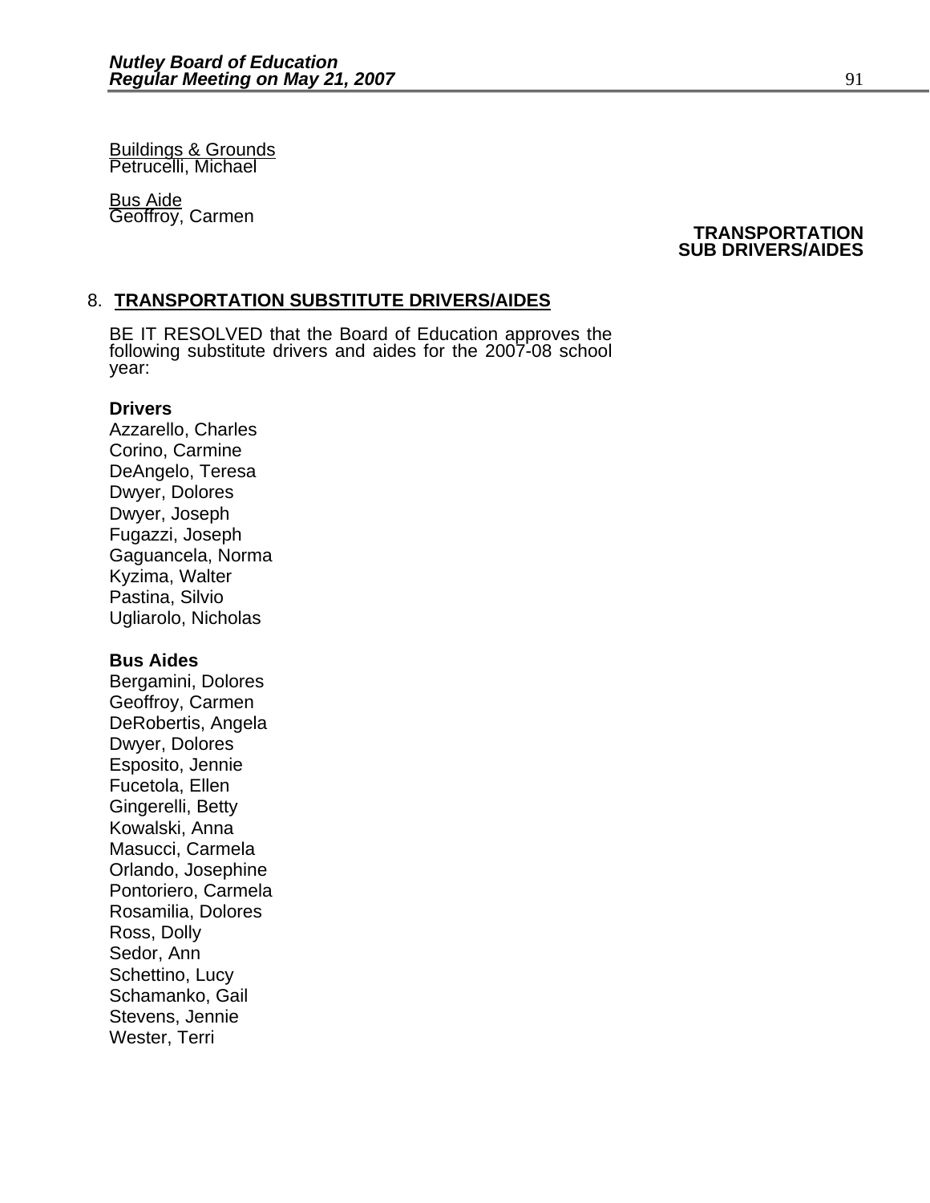<u>Buildings & Grounds</u>
Petrucelli, Michael

<u>Bus Aide</u>
Geoffroy, Carmen

**TRANSPORTATION SUB DRIVERS/AIDES**

## 8. TRANSPORTATION SUBSTITUTE DRIVERS/AIDES

BE IT RESOLVED that the Board of Education approves the following substitute drivers and aides for the 2007-08 school year:

**Drivers**

Azzarello, Charles
Corino, Carmine
DeAngelo, Teresa
Dwyer, Dolores
Dwyer, Joseph
Fugazzi, Joseph
Gaguancela, Norma
Kyzima, Walter
Pastina, Silvio
Ugliarolo, Nicholas

**Bus Aides**

Bergamini, Dolores
Geoffroy, Carmen
DeRobertis, Angela
Dwyer, Dolores
Esposito, Jennie
Fucetola, Ellen
Gingerelli, Betty
Kowalski, Anna
Masucci, Carmela
Orlando, Josephine
Pontoriero, Carmela
Rosamilia, Dolores
Ross, Dolly
Sedor, Ann
Schettino, Lucy
Schamanko, Gail
Stevens, Jennie
Wester, Terri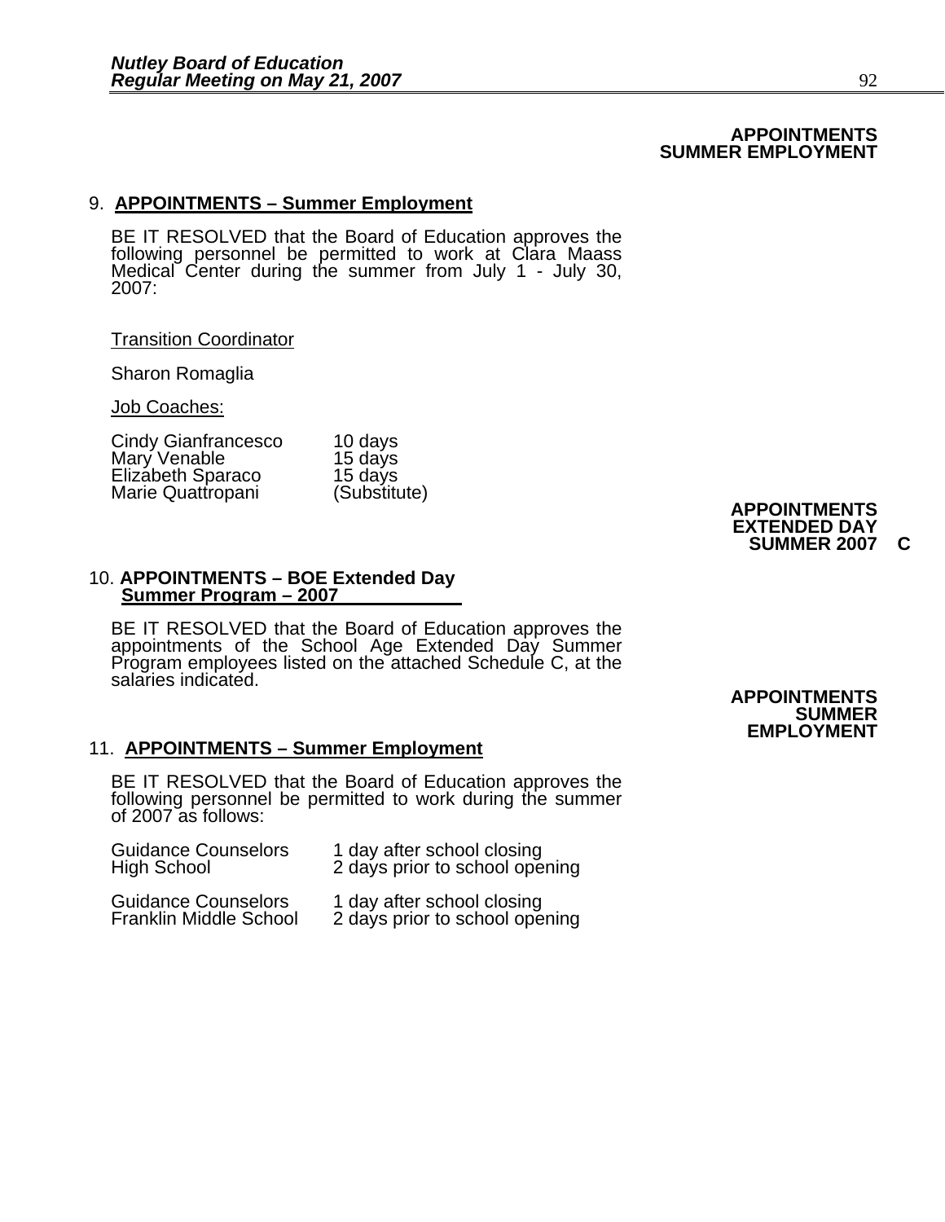**APPOINTMENTS SUMMER EMPLOYMENT**

9. **APPOINTMENTS – Summer Employment**

BE IT RESOLVED that the Board of Education approves the following personnel be permitted to work at Clara Maass Medical Center during the summer from July 1 - July 30, 2007:

Transition Coordinator

Sharon Romaglia

Job Coaches:

| | |
|---|---|
| Cindy Gianfrancesco | 10 days |
| Mary Venable | 15 days |
| Elizabeth Sparaco | 15 days |
| Marie Quattropani | (Substitute) |

**APPOINTMENTS EXTENDED DAY SUMMER 2007 C**

10. **APPOINTMENTS – BOE Extended Day Summer Program – 2007**

BE IT RESOLVED that the Board of Education approves the appointments of the School Age Extended Day Summer Program employees listed on the attached Schedule C, at the salaries indicated.

**APPOINTMENTS SUMMER EMPLOYMENT**

11. **APPOINTMENTS – Summer Employment**

BE IT RESOLVED that the Board of Education approves the following personnel be permitted to work during the summer of 2007 as follows:

| | |
|---|---|
| Guidance Counselors<br>High School | 1 day after school closing<br>2 days prior to school opening |
| Guidance Counselors<br>Franklin Middle School | 1 day after school closing<br>2 days prior to school opening |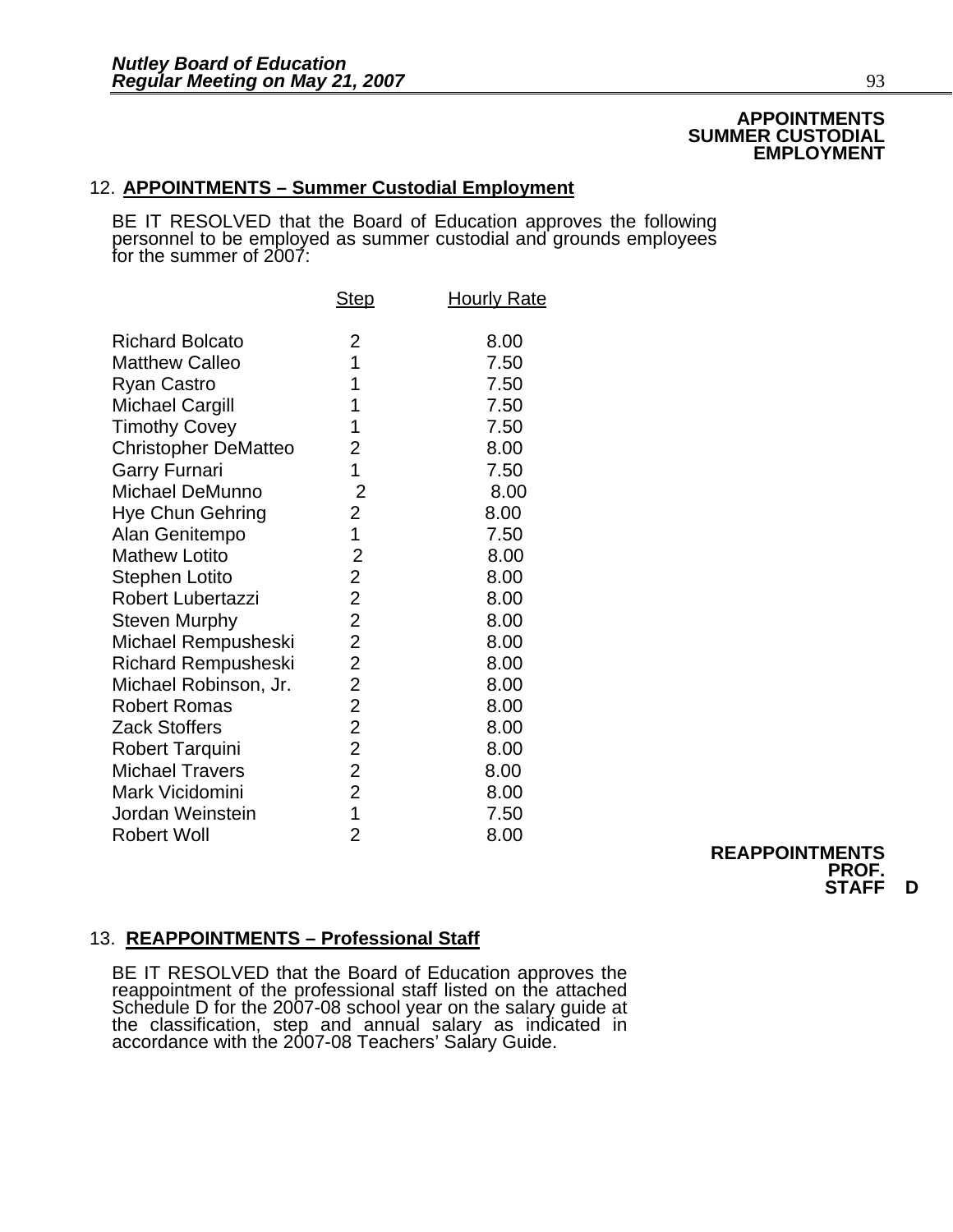**APPOINTMENTS SUMMER CUSTODIAL EMPLOYMENT**

12. **APPOINTMENTS – Summer Custodial Employment**

BE IT RESOLVED that the Board of Education approves the following personnel to be employed as summer custodial and grounds employees for the summer of 2007:

| | Step | Hourly Rate |
|---|---|---|
| Richard Bolcato | 2 | 8.00 |
| Matthew Calleo | 1 | 7.50 |
| Ryan Castro | 1 | 7.50 |
| Michael Cargill | 1 | 7.50 |
| Timothy Covey | 1 | 7.50 |
| Christopher DeMatteo | 2 | 8.00 |
| Garry Furnari | 1 | 7.50 |
| Michael DeMunno | 2 | 8.00 |
| Hye Chun Gehring | 2 | 8.00 |
| Alan Genitempo | 1 | 7.50 |
| Mathew Lotito | 2 | 8.00 |
| Stephen Lotito | 2 | 8.00 |
| Robert Lubertazzi | 2 | 8.00 |
| Steven Murphy | 2 | 8.00 |
| Michael Rempusheski | 2 | 8.00 |
| Richard Rempusheski | 2 | 8.00 |
| Michael Robinson, Jr. | 2 | 8.00 |
| Robert Romas | 2 | 8.00 |
| Zack Stoffers | 2 | 8.00 |
| Robert Tarquini | 2 | 8.00 |
| Michael Travers | 2 | 8.00 |
| Mark Vicidomini | 2 | 8.00 |
| Jordan Weinstein | 1 | 7.50 |
| Robert Woll | 2 | 8.00 |

**REAPPOINTMENTS PROF. STAFF D**

13. **REAPPOINTMENTS – Professional Staff**

BE IT RESOLVED that the Board of Education approves the reappointment of the professional staff listed on the attached Schedule D for the 2007-08 school year on the salary guide at the classification, step and annual salary as indicated in accordance with the 2007-08 Teachers' Salary Guide.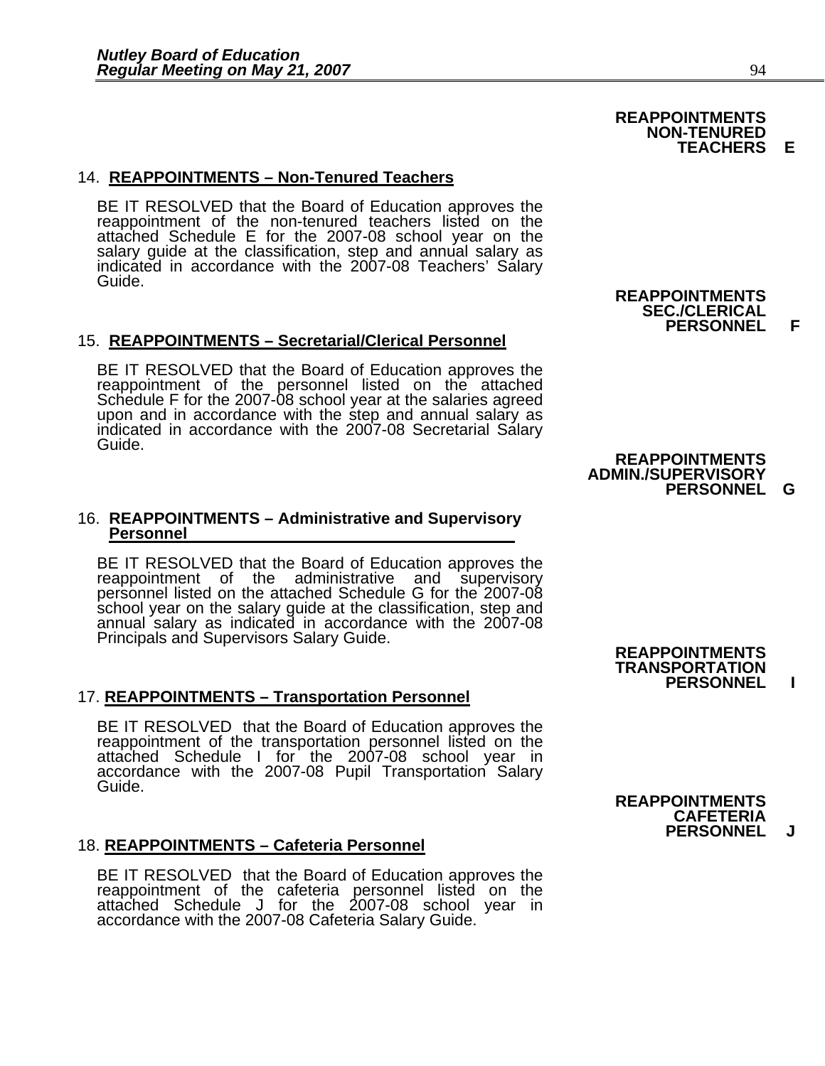**REAPPOINTMENTS NON-TENURED TEACHERS E**

14. **REAPPOINTMENTS – Non-Tenured Teachers**

BE IT RESOLVED that the Board of Education approves the reappointment of the non-tenured teachers listed on the attached Schedule E for the 2007-08 school year on the salary guide at the classification, step and annual salary as indicated in accordance with the 2007-08 Teachers' Salary Guide.

**REAPPOINTMENTS SEC./CLERICAL PERSONNEL F**

15. **REAPPOINTMENTS – Secretarial/Clerical Personnel**

BE IT RESOLVED that the Board of Education approves the reappointment of the personnel listed on the attached Schedule F for the 2007-08 school year at the salaries agreed upon and in accordance with the step and annual salary as indicated in accordance with the 2007-08 Secretarial Salary Guide.

**REAPPOINTMENTS ADMIN./SUPERVISORY PERSONNEL G**

16. **REAPPOINTMENTS – Administrative and Supervisory Personnel**

BE IT RESOLVED that the Board of Education approves the reappointment of the administrative and supervisory personnel listed on the attached Schedule G for the 2007-08 school year on the salary guide at the classification, step and annual salary as indicated in accordance with the 2007-08 Principals and Supervisors Salary Guide.

**REAPPOINTMENTS TRANSPORTATION PERSONNEL I**

17. **REAPPOINTMENTS – Transportation Personnel**

BE IT RESOLVED that the Board of Education approves the reappointment of the transportation personnel listed on the attached Schedule I for the 2007-08 school year in accordance with the 2007-08 Pupil Transportation Salary Guide.

**REAPPOINTMENTS CAFETERIA PERSONNEL J**

18. **REAPPOINTMENTS – Cafeteria Personnel**

BE IT RESOLVED that the Board of Education approves the reappointment of the cafeteria personnel listed on the attached Schedule J for the 2007-08 school year in accordance with the 2007-08 Cafeteria Salary Guide.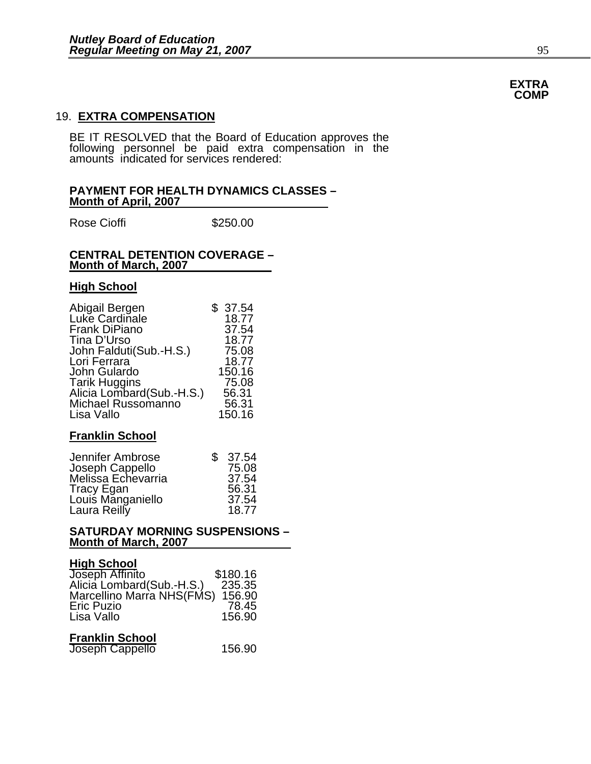**EXTRA COMP**

## 19. EXTRA COMPENSATION

BE IT RESOLVED that the Board of Education approves the following personnel be paid extra compensation in the amounts indicated for services rendered:

### PAYMENT FOR HEALTH DYNAMICS CLASSES – Month of April, 2007

| | |
|---|---|
| Rose Cioffi | $250.00 |

### CENTRAL DETENTION COVERAGE – Month of March, 2007

**High School**

| | |
|---|---|
| Abigail Bergen | $ 37.54 |
| Luke Cardinale | 18.77 |
| Frank DiPiano | 37.54 |
| Tina D'Urso | 18.77 |
| John Falduti(Sub.-H.S.) | 75.08 |
| Lori Ferrara | 18.77 |
| John Gulardo | 150.16 |
| Tarik Huggins | 75.08 |
| Alicia Lombard(Sub.-H.S.) | 56.31 |
| Michael Russomanno | 56.31 |
| Lisa Vallo | 150.16 |

**Franklin School**

| | |
|---|---|
| Jennifer Ambrose | $ 37.54 |
| Joseph Cappello | 75.08 |
| Melissa Echevarria | 37.54 |
| Tracy Egan | 56.31 |
| Louis Manganiello | 37.54 |
| Laura Reilly | 18.77 |

### SATURDAY MORNING SUSPENSIONS – Month of March, 2007

**High School**

| | |
|---|---|
| Joseph Affinito | $180.16 |
| Alicia Lombard(Sub.-H.S.) | 235.35 |
| Marcellino Marra NHS(FMS) | 156.90 |
| Eric Puzio | 78.45 |
| Lisa Vallo | 156.90 |

**Franklin School**

| | |
|---|---|
| Joseph Cappello | 156.90 |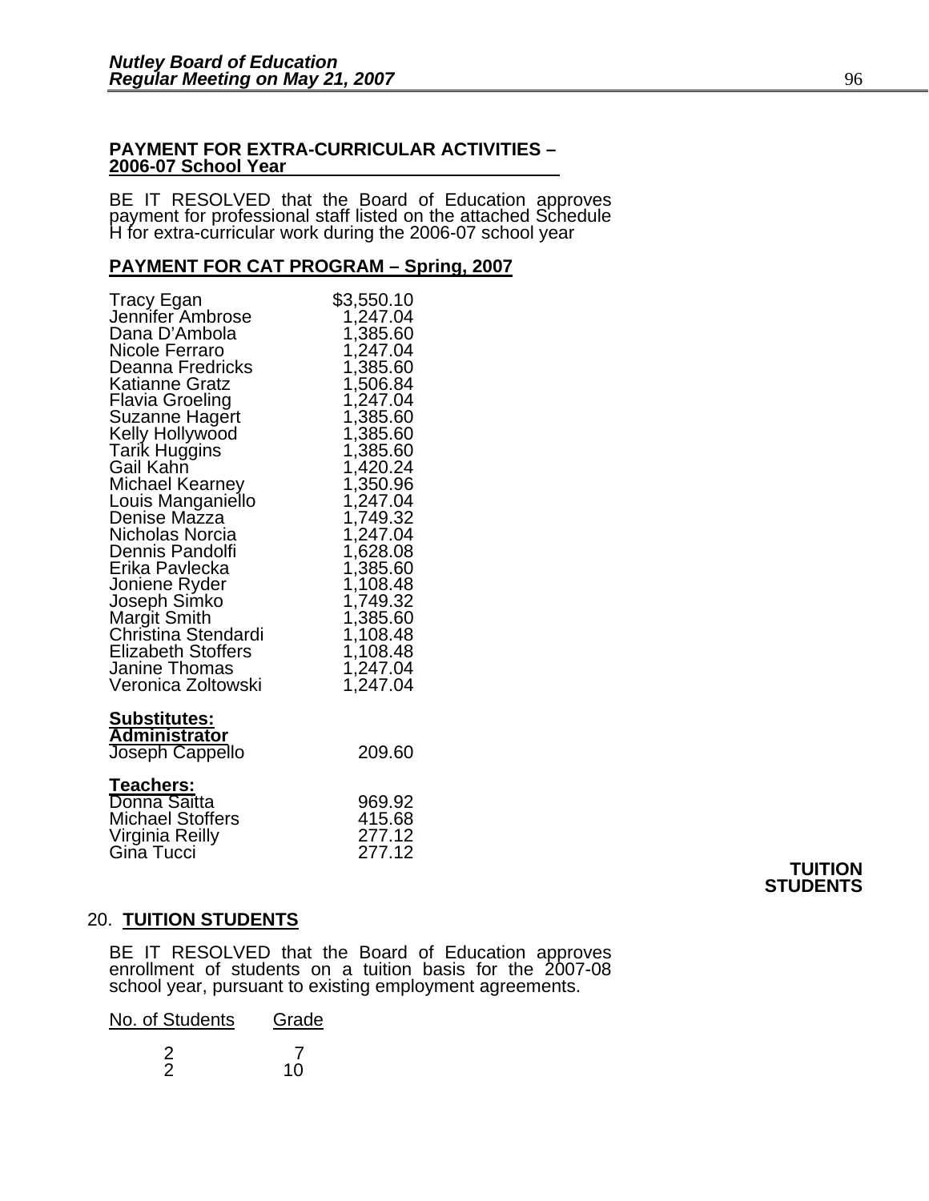**PAYMENT FOR EXTRA-CURRICULAR ACTIVITIES – 2006-07 School Year**

BE IT RESOLVED that the Board of Education approves payment for professional staff listed on the attached Schedule H for extra-curricular work during the 2006-07 school year

**PAYMENT FOR CAT PROGRAM – Spring, 2007**

| | |
|---|---|
| Tracy Egan | $3,550.10 |
| Jennifer Ambrose | 1,247.04 |
| Dana D'Ambola | 1,385.60 |
| Nicole Ferraro | 1,247.04 |
| Deanna Fredricks | 1,385.60 |
| Katianne Gratz | 1,506.84 |
| Flavia Groeling | 1,247.04 |
| Suzanne Hagert | 1,385.60 |
| Kelly Hollywood | 1,385.60 |
| Tarik Huggins | 1,385.60 |
| Gail Kahn | 1,420.24 |
| Michael Kearney | 1,350.96 |
| Louis Manganiello | 1,247.04 |
| Denise Mazza | 1,749.32 |
| Nicholas Norcia | 1,247.04 |
| Dennis Pandolfi | 1,628.08 |
| Erika Pavlecka | 1,385.60 |
| Joniene Ryder | 1,108.48 |
| Joseph Simko | 1,749.32 |
| Margit Smith | 1,385.60 |
| Christina Stendardi | 1,108.48 |
| Elizabeth Stoffers | 1,108.48 |
| Janine Thomas | 1,247.04 |
| Veronica Zoltowski | 1,247.04 |

**Substitutes:**
**Administrator**

| | |
|---|---|
| Joseph Cappello | 209.60 |

**Teachers:**

| | |
|---|---|
| Donna Saitta | 969.92 |
| Michael Stoffers | 415.68 |
| Virginia Reilly | 277.12 |
| Gina Tucci | 277.12 |

**TUITION STUDENTS**

20. **TUITION STUDENTS**

BE IT RESOLVED that the Board of Education approves enrollment of students on a tuition basis for the 2007-08 school year, pursuant to existing employment agreements.

| No. of Students | Grade |
|---|---|
| 2 | 7 |
| 2 | 10 |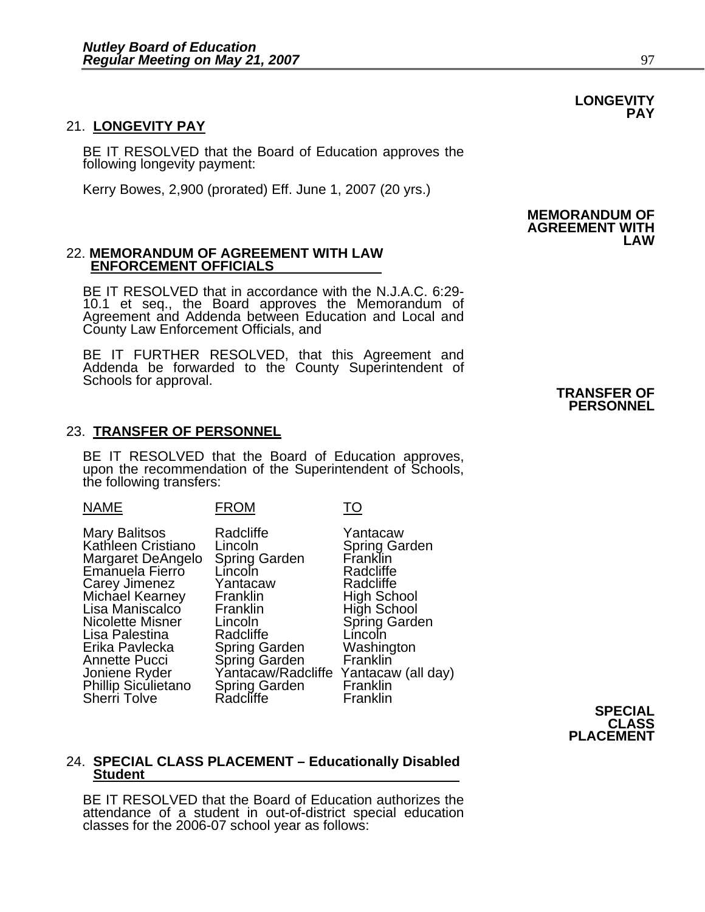**LONGEVITY PAY**

## 21. LONGEVITY PAY

BE IT RESOLVED that the Board of Education approves the following longevity payment:

Kerry Bowes, 2,900 (prorated) Eff. June 1, 2007 (20 yrs.)

**MEMORANDUM OF AGREEMENT WITH LAW**

## 22. MEMORANDUM OF AGREEMENT WITH LAW ENFORCEMENT OFFICIALS

BE IT RESOLVED that in accordance with the N.J.A.C. 6:29-10.1 et seq., the Board approves the Memorandum of Agreement and Addenda between Education and Local and County Law Enforcement Officials, and

BE IT FURTHER RESOLVED, that this Agreement and Addenda be forwarded to the County Superintendent of Schools for approval.

**TRANSFER OF PERSONNEL**

## 23. TRANSFER OF PERSONNEL

BE IT RESOLVED that the Board of Education approves, upon the recommendation of the Superintendent of Schools, the following transfers:

| NAME | FROM | TO |
|---|---|---|
| Mary Balitsos | Radcliffe | Yantacaw |
| Kathleen Cristiano | Lincoln | Spring Garden |
| Margaret DeAngelo | Spring Garden | Franklin |
| Emanuela Fierro | Lincoln | Radcliffe |
| Carey Jimenez | Yantacaw | Radcliffe |
| Michael Kearney | Franklin | High School |
| Lisa Maniscalco | Franklin | High School |
| Nicolette Misner | Lincoln | Spring Garden |
| Lisa Palestina | Radcliffe | Lincoln |
| Erika Pavlecka | Spring Garden | Washington |
| Annette Pucci | Spring Garden | Franklin |
| Joniene Ryder | Yantacaw/Radcliffe | Yantacaw (all day) |
| Phillip Siculietano | Spring Garden | Franklin |
| Sherri Tolve | Radcliffe | Franklin |

**SPECIAL CLASS PLACEMENT**

## 24. SPECIAL CLASS PLACEMENT – Educationally Disabled Student

BE IT RESOLVED that the Board of Education authorizes the attendance of a student in out-of-district special education classes for the 2006-07 school year as follows: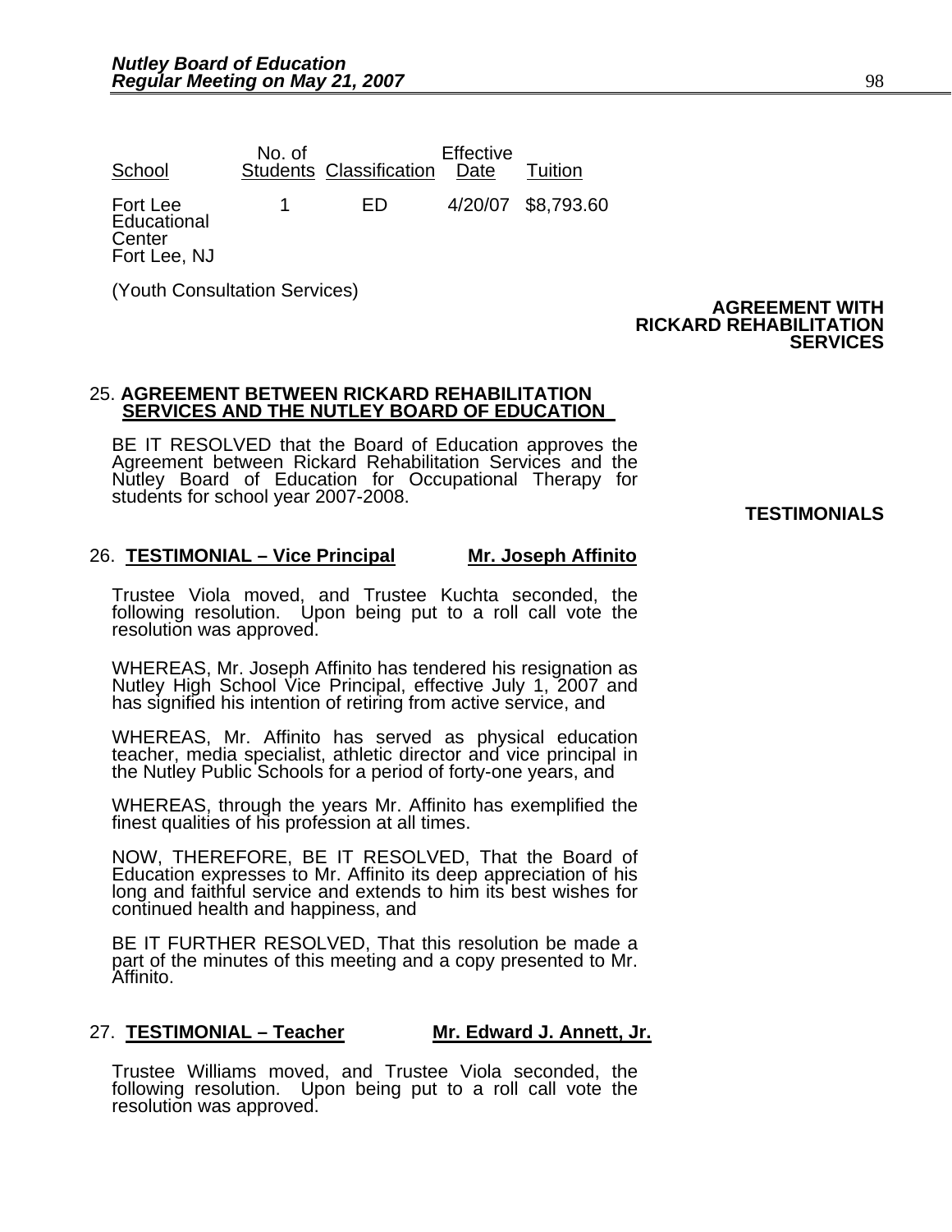| School | No. of Students | Classification | Effective Date | Tuition |
|---|---|---|---|---|
| Fort Lee Educational Center Fort Lee, NJ | 1 | ED | 4/20/07 | $8,793.60 |

(Youth Consultation Services)

**AGREEMENT WITH RICKARD REHABILITATION SERVICES**

25. **AGREEMENT BETWEEN RICKARD REHABILITATION SERVICES AND THE NUTLEY BOARD OF EDUCATION**

BE IT RESOLVED that the Board of Education approves the Agreement between Rickard Rehabilitation Services and the Nutley Board of Education for Occupational Therapy for students for school year 2007-2008.

**TESTIMONIALS**

26. **TESTIMONIAL – Vice Principal** **Mr. Joseph Affinito**

Trustee Viola moved, and Trustee Kuchta seconded, the following resolution. Upon being put to a roll call vote the resolution was approved.

WHEREAS, Mr. Joseph Affinito has tendered his resignation as Nutley High School Vice Principal, effective July 1, 2007 and has signified his intention of retiring from active service, and

WHEREAS, Mr. Affinito has served as physical education teacher, media specialist, athletic director and vice principal in the Nutley Public Schools for a period of forty-one years, and

WHEREAS, through the years Mr. Affinito has exemplified the finest qualities of his profession at all times.

NOW, THEREFORE, BE IT RESOLVED, That the Board of Education expresses to Mr. Affinito its deep appreciation of his long and faithful service and extends to him its best wishes for continued health and happiness, and

BE IT FURTHER RESOLVED, That this resolution be made a part of the minutes of this meeting and a copy presented to Mr. Affinito.

27. **TESTIMONIAL – Teacher** **Mr. Edward J. Annett, Jr.**

Trustee Williams moved, and Trustee Viola seconded, the following resolution. Upon being put to a roll call vote the resolution was approved.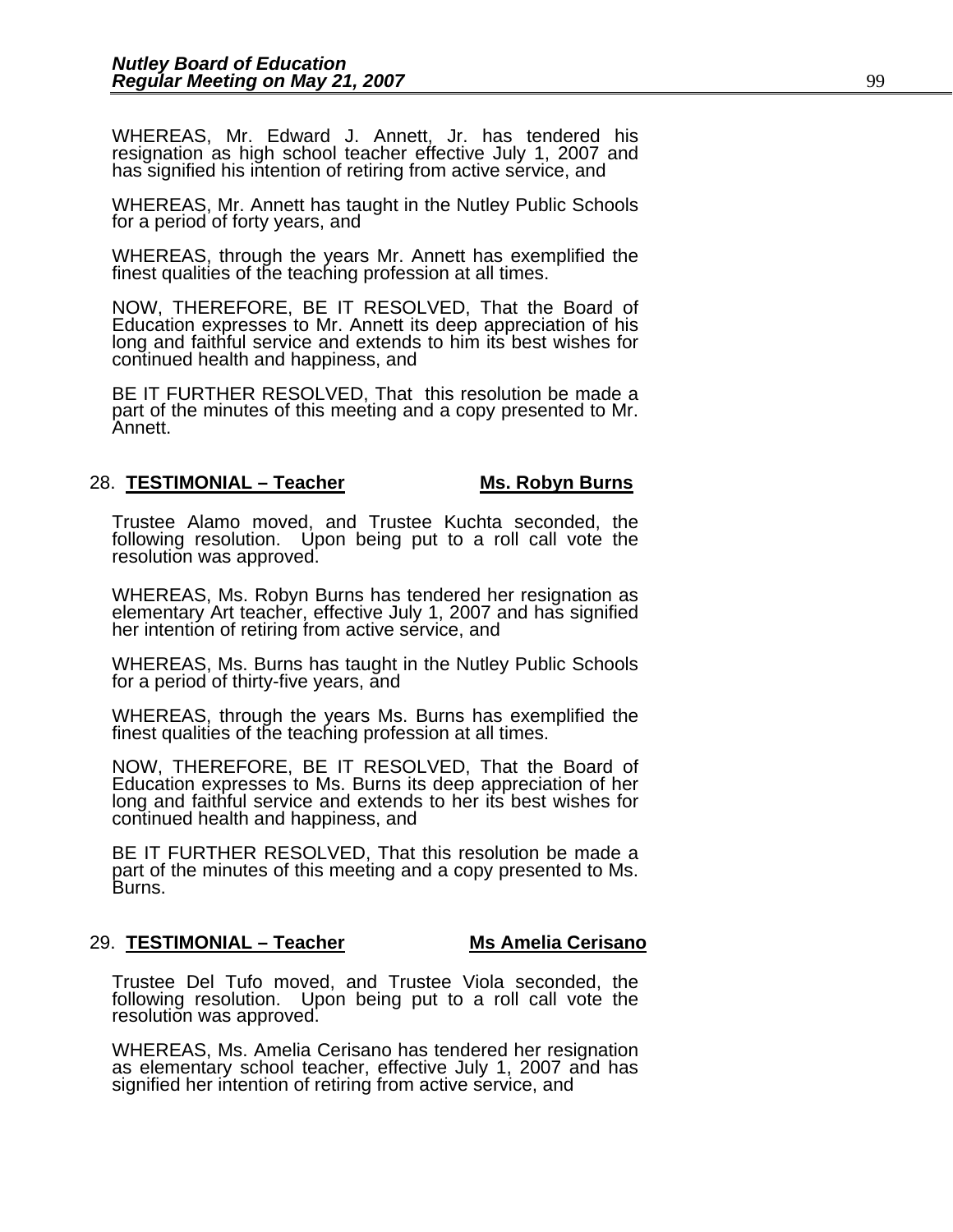WHEREAS, Mr. Edward J. Annett, Jr. has tendered his resignation as high school teacher effective July 1, 2007 and has signified his intention of retiring from active service, and

WHEREAS, Mr. Annett has taught in the Nutley Public Schools for a period of forty years, and

WHEREAS, through the years Mr. Annett has exemplified the finest qualities of the teaching profession at all times.

NOW, THEREFORE, BE IT RESOLVED, That the Board of Education expresses to Mr. Annett its deep appreciation of his long and faithful service and extends to him its best wishes for continued health and happiness, and

BE IT FURTHER RESOLVED, That this resolution be made a part of the minutes of this meeting and a copy presented to Mr. Annett.

28. **TESTIMONIAL – Teacher** **Ms. Robyn Burns**

Trustee Alamo moved, and Trustee Kuchta seconded, the following resolution. Upon being put to a roll call vote the resolution was approved.

WHEREAS, Ms. Robyn Burns has tendered her resignation as elementary Art teacher, effective July 1, 2007 and has signified her intention of retiring from active service, and

WHEREAS, Ms. Burns has taught in the Nutley Public Schools for a period of thirty-five years, and

WHEREAS, through the years Ms. Burns has exemplified the finest qualities of the teaching profession at all times.

NOW, THEREFORE, BE IT RESOLVED, That the Board of Education expresses to Ms. Burns its deep appreciation of her long and faithful service and extends to her its best wishes for continued health and happiness, and

BE IT FURTHER RESOLVED, That this resolution be made a part of the minutes of this meeting and a copy presented to Ms. Burns.

29. **TESTIMONIAL – Teacher** **Ms Amelia Cerisano**

Trustee Del Tufo moved, and Trustee Viola seconded, the following resolution. Upon being put to a roll call vote the resolution was approved.

WHEREAS, Ms. Amelia Cerisano has tendered her resignation as elementary school teacher, effective July 1, 2007 and has signified her intention of retiring from active service, and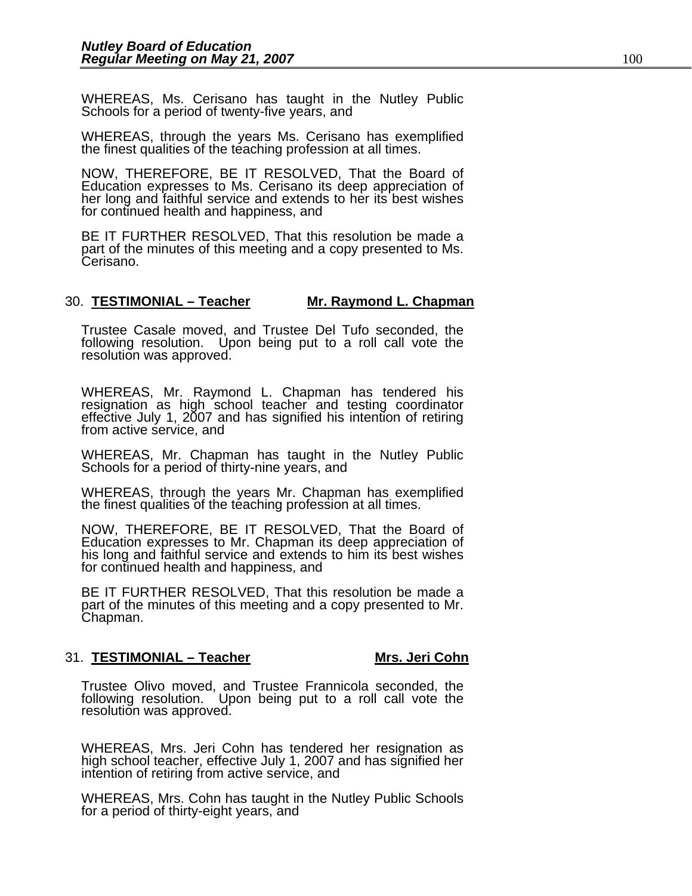WHEREAS, Ms. Cerisano has taught in the Nutley Public Schools for a period of twenty-five years, and

WHEREAS, through the years Ms. Cerisano has exemplified the finest qualities of the teaching profession at all times.

NOW, THEREFORE, BE IT RESOLVED, That the Board of Education expresses to Ms. Cerisano its deep appreciation of her long and faithful service and extends to her its best wishes for continued health and happiness, and

BE IT FURTHER RESOLVED, That this resolution be made a part of the minutes of this meeting and a copy presented to Ms. Cerisano.

## 30. **TESTIMONIAL – Teacher** **Mr. Raymond L. Chapman**

Trustee Casale moved, and Trustee Del Tufo seconded, the following resolution. Upon being put to a roll call vote the resolution was approved.

WHEREAS, Mr. Raymond L. Chapman has tendered his resignation as high school teacher and testing coordinator effective July 1, 2007 and has signified his intention of retiring from active service, and

WHEREAS, Mr. Chapman has taught in the Nutley Public Schools for a period of thirty-nine years, and

WHEREAS, through the years Mr. Chapman has exemplified the finest qualities of the teaching profession at all times.

NOW, THEREFORE, BE IT RESOLVED, That the Board of Education expresses to Mr. Chapman its deep appreciation of his long and faithful service and extends to him its best wishes for continued health and happiness, and

BE IT FURTHER RESOLVED, That this resolution be made a part of the minutes of this meeting and a copy presented to Mr. Chapman.

## 31. **TESTIMONIAL – Teacher** **Mrs. Jeri Cohn**

Trustee Olivo moved, and Trustee Frannicola seconded, the following resolution. Upon being put to a roll call vote the resolution was approved.

WHEREAS, Mrs. Jeri Cohn has tendered her resignation as high school teacher, effective July 1, 2007 and has signified her intention of retiring from active service, and

WHEREAS, Mrs. Cohn has taught in the Nutley Public Schools for a period of thirty-eight years, and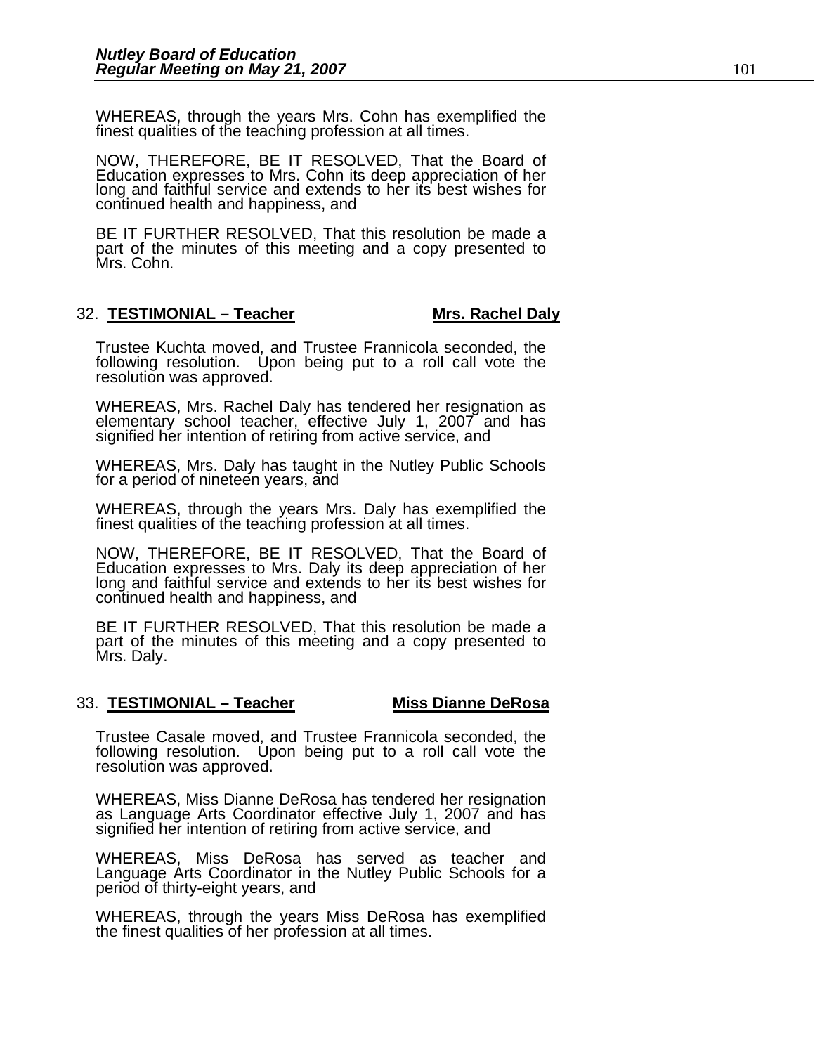WHEREAS, through the years Mrs. Cohn has exemplified the finest qualities of the teaching profession at all times.

NOW, THEREFORE, BE IT RESOLVED, That the Board of Education expresses to Mrs. Cohn its deep appreciation of her long and faithful service and extends to her its best wishes for continued health and happiness, and

BE IT FURTHER RESOLVED, That this resolution be made a part of the minutes of this meeting and a copy presented to Mrs. Cohn.

32. **TESTIMONIAL – Teacher** **Mrs. Rachel Daly**

Trustee Kuchta moved, and Trustee Frannicola seconded, the following resolution. Upon being put to a roll call vote the resolution was approved.

WHEREAS, Mrs. Rachel Daly has tendered her resignation as elementary school teacher, effective July 1, 2007 and has signified her intention of retiring from active service, and

WHEREAS, Mrs. Daly has taught in the Nutley Public Schools for a period of nineteen years, and

WHEREAS, through the years Mrs. Daly has exemplified the finest qualities of the teaching profession at all times.

NOW, THEREFORE, BE IT RESOLVED, That the Board of Education expresses to Mrs. Daly its deep appreciation of her long and faithful service and extends to her its best wishes for continued health and happiness, and

BE IT FURTHER RESOLVED, That this resolution be made a part of the minutes of this meeting and a copy presented to Mrs. Daly.

33. **TESTIMONIAL – Teacher** **Miss Dianne DeRosa**

Trustee Casale moved, and Trustee Frannicola seconded, the following resolution. Upon being put to a roll call vote the resolution was approved.

WHEREAS, Miss Dianne DeRosa has tendered her resignation as Language Arts Coordinator effective July 1, 2007 and has signified her intention of retiring from active service, and

WHEREAS, Miss DeRosa has served as teacher and Language Arts Coordinator in the Nutley Public Schools for a period of thirty-eight years, and

WHEREAS, through the years Miss DeRosa has exemplified the finest qualities of her profession at all times.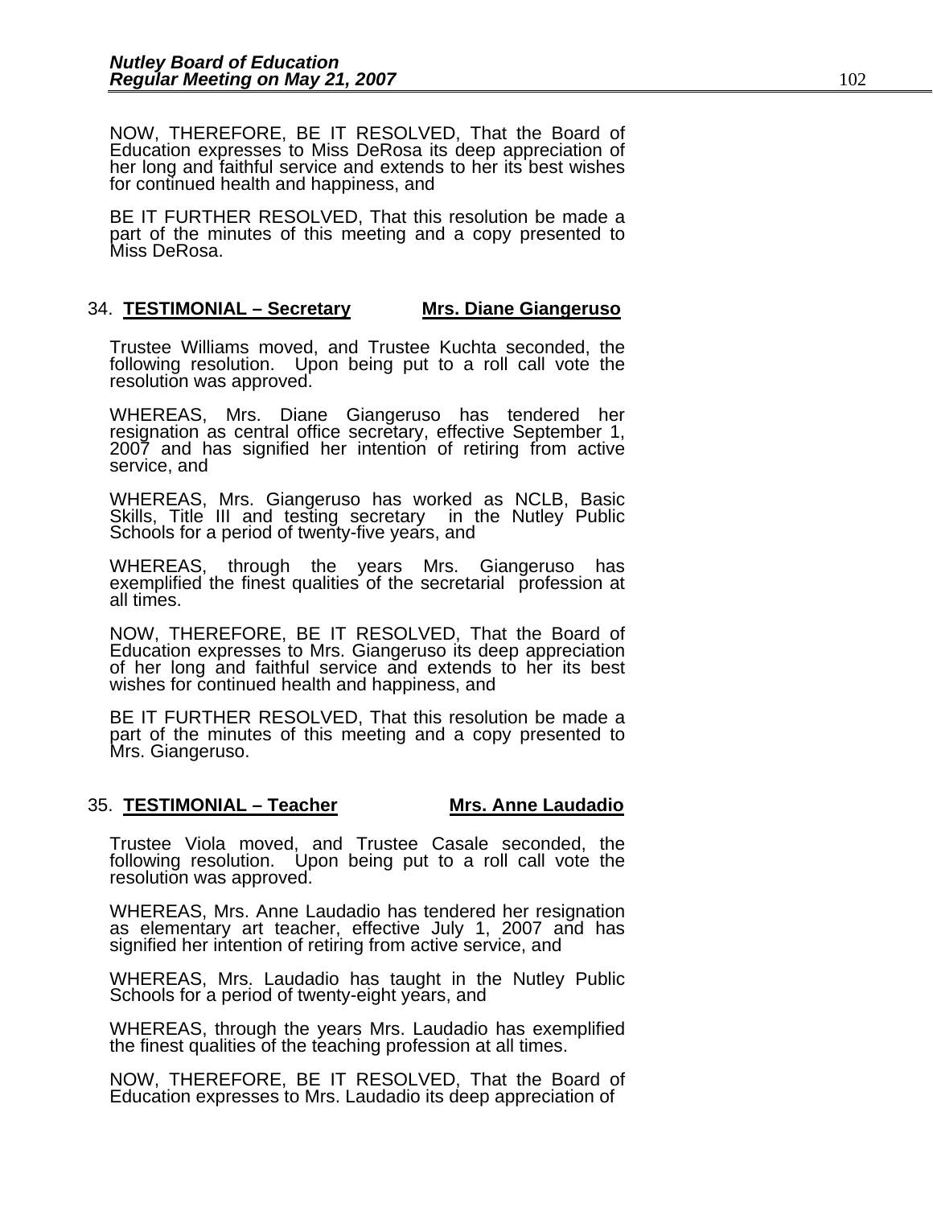NOW, THEREFORE, BE IT RESOLVED, That the Board of Education expresses to Miss DeRosa its deep appreciation of her long and faithful service and extends to her its best wishes for continued health and happiness, and

BE IT FURTHER RESOLVED, That this resolution be made a part of the minutes of this meeting and a copy presented to Miss DeRosa.

34. **TESTIMONIAL – Secretary** **Mrs. Diane Giangeruso**

Trustee Williams moved, and Trustee Kuchta seconded, the following resolution. Upon being put to a roll call vote the resolution was approved.

WHEREAS, Mrs. Diane Giangeruso has tendered her resignation as central office secretary, effective September 1, 2007 and has signified her intention of retiring from active service, and

WHEREAS, Mrs. Giangeruso has worked as NCLB, Basic Skills, Title III and testing secretary in the Nutley Public Schools for a period of twenty-five years, and

WHEREAS, through the years Mrs. Giangeruso has exemplified the finest qualities of the secretarial profession at all times.

NOW, THEREFORE, BE IT RESOLVED, That the Board of Education expresses to Mrs. Giangeruso its deep appreciation of her long and faithful service and extends to her its best wishes for continued health and happiness, and

BE IT FURTHER RESOLVED, That this resolution be made a part of the minutes of this meeting and a copy presented to Mrs. Giangeruso.

35. **TESTIMONIAL – Teacher** **Mrs. Anne Laudadio**

Trustee Viola moved, and Trustee Casale seconded, the following resolution. Upon being put to a roll call vote the resolution was approved.

WHEREAS, Mrs. Anne Laudadio has tendered her resignation as elementary art teacher, effective July 1, 2007 and has signified her intention of retiring from active service, and

WHEREAS, Mrs. Laudadio has taught in the Nutley Public Schools for a period of twenty-eight years, and

WHEREAS, through the years Mrs. Laudadio has exemplified the finest qualities of the teaching profession at all times.

NOW, THEREFORE, BE IT RESOLVED, That the Board of Education expresses to Mrs. Laudadio its deep appreciation of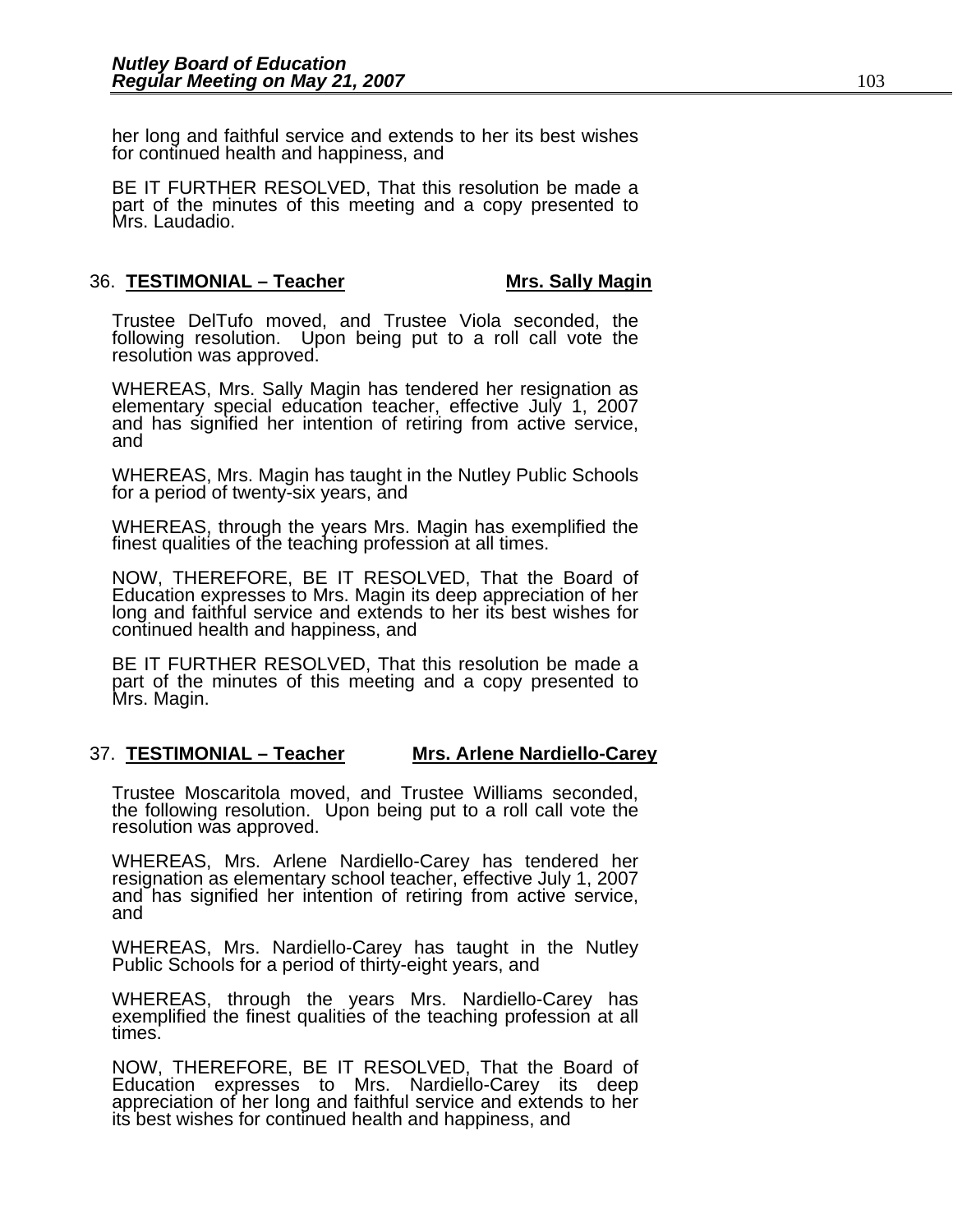her long and faithful service and extends to her its best wishes for continued health and happiness, and

BE IT FURTHER RESOLVED, That this resolution be made a part of the minutes of this meeting and a copy presented to Mrs. Laudadio.

36. **TESTIMONIAL – Teacher** **Mrs. Sally Magin**

Trustee DelTufo moved, and Trustee Viola seconded, the following resolution. Upon being put to a roll call vote the resolution was approved.

WHEREAS, Mrs. Sally Magin has tendered her resignation as elementary special education teacher, effective July 1, 2007 and has signified her intention of retiring from active service, and

WHEREAS, Mrs. Magin has taught in the Nutley Public Schools for a period of twenty-six years, and

WHEREAS, through the years Mrs. Magin has exemplified the finest qualities of the teaching profession at all times.

NOW, THEREFORE, BE IT RESOLVED, That the Board of Education expresses to Mrs. Magin its deep appreciation of her long and faithful service and extends to her its best wishes for continued health and happiness, and

BE IT FURTHER RESOLVED, That this resolution be made a part of the minutes of this meeting and a copy presented to Mrs. Magin.

37. **TESTIMONIAL – Teacher** **Mrs. Arlene Nardiello-Carey**

Trustee Moscaritola moved, and Trustee Williams seconded, the following resolution. Upon being put to a roll call vote the resolution was approved.

WHEREAS, Mrs. Arlene Nardiello-Carey has tendered her resignation as elementary school teacher, effective July 1, 2007 and has signified her intention of retiring from active service, and

WHEREAS, Mrs. Nardiello-Carey has taught in the Nutley Public Schools for a period of thirty-eight years, and

WHEREAS, through the years Mrs. Nardiello-Carey has exemplified the finest qualities of the teaching profession at all times.

NOW, THEREFORE, BE IT RESOLVED, That the Board of Education expresses to Mrs. Nardiello-Carey its deep appreciation of her long and faithful service and extends to her its best wishes for continued health and happiness, and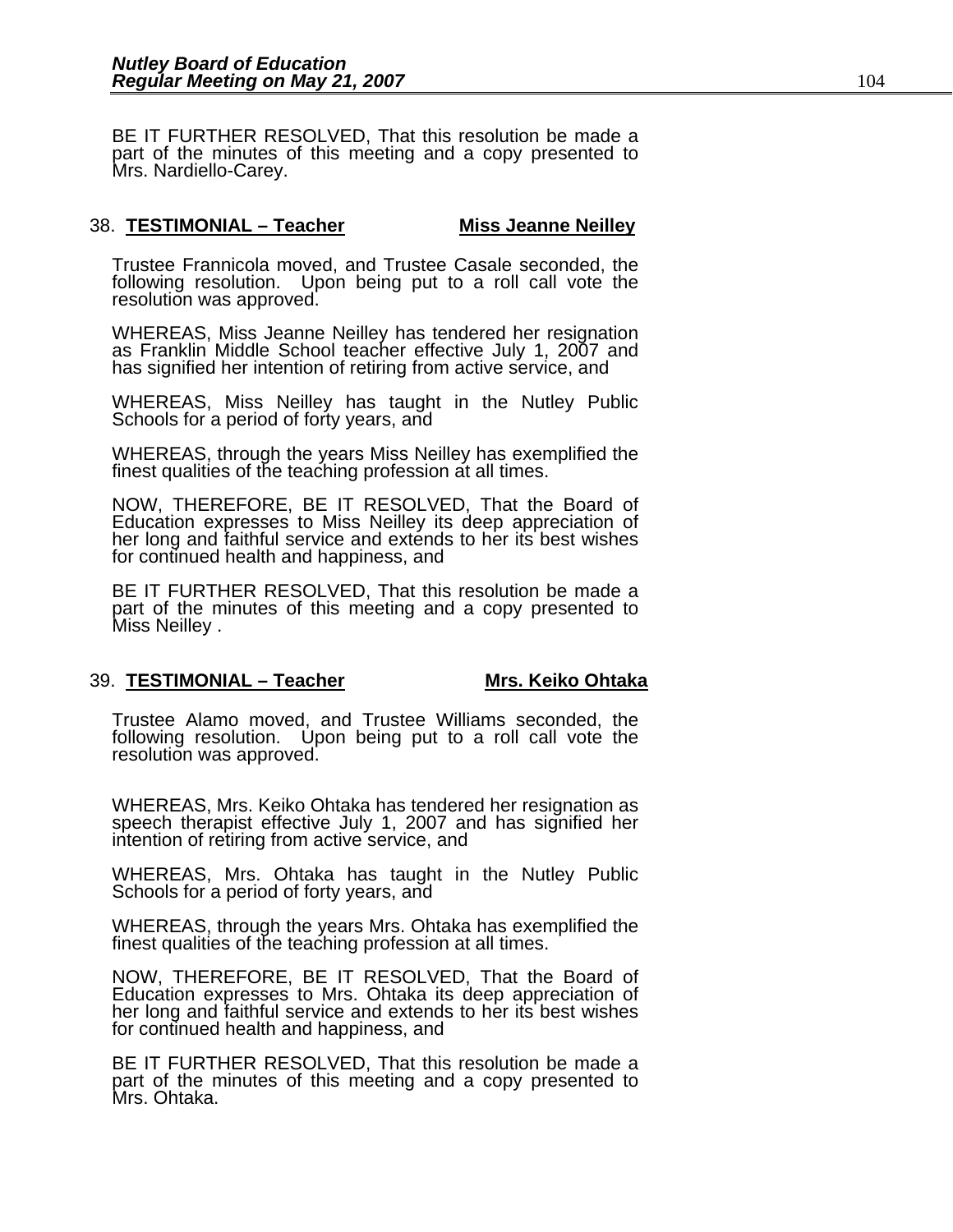BE IT FURTHER RESOLVED, That this resolution be made a part of the minutes of this meeting and a copy presented to Mrs. Nardiello-Carey.

38. **TESTIMONIAL – Teacher** **Miss Jeanne Neilley**

Trustee Frannicola moved, and Trustee Casale seconded, the following resolution. Upon being put to a roll call vote the resolution was approved.

WHEREAS, Miss Jeanne Neilley has tendered her resignation as Franklin Middle School teacher effective July 1, 2007 and has signified her intention of retiring from active service, and

WHEREAS, Miss Neilley has taught in the Nutley Public Schools for a period of forty years, and

WHEREAS, through the years Miss Neilley has exemplified the finest qualities of the teaching profession at all times.

NOW, THEREFORE, BE IT RESOLVED, That the Board of Education expresses to Miss Neilley its deep appreciation of her long and faithful service and extends to her its best wishes for continued health and happiness, and

BE IT FURTHER RESOLVED, That this resolution be made a part of the minutes of this meeting and a copy presented to Miss Neilley .

39. **TESTIMONIAL – Teacher** **Mrs. Keiko Ohtaka**

Trustee Alamo moved, and Trustee Williams seconded, the following resolution. Upon being put to a roll call vote the resolution was approved.

WHEREAS, Mrs. Keiko Ohtaka has tendered her resignation as speech therapist effective July 1, 2007 and has signified her intention of retiring from active service, and

WHEREAS, Mrs. Ohtaka has taught in the Nutley Public Schools for a period of forty years, and

WHEREAS, through the years Mrs. Ohtaka has exemplified the finest qualities of the teaching profession at all times.

NOW, THEREFORE, BE IT RESOLVED, That the Board of Education expresses to Mrs. Ohtaka its deep appreciation of her long and faithful service and extends to her its best wishes for continued health and happiness, and

BE IT FURTHER RESOLVED, That this resolution be made a part of the minutes of this meeting and a copy presented to Mrs. Ohtaka.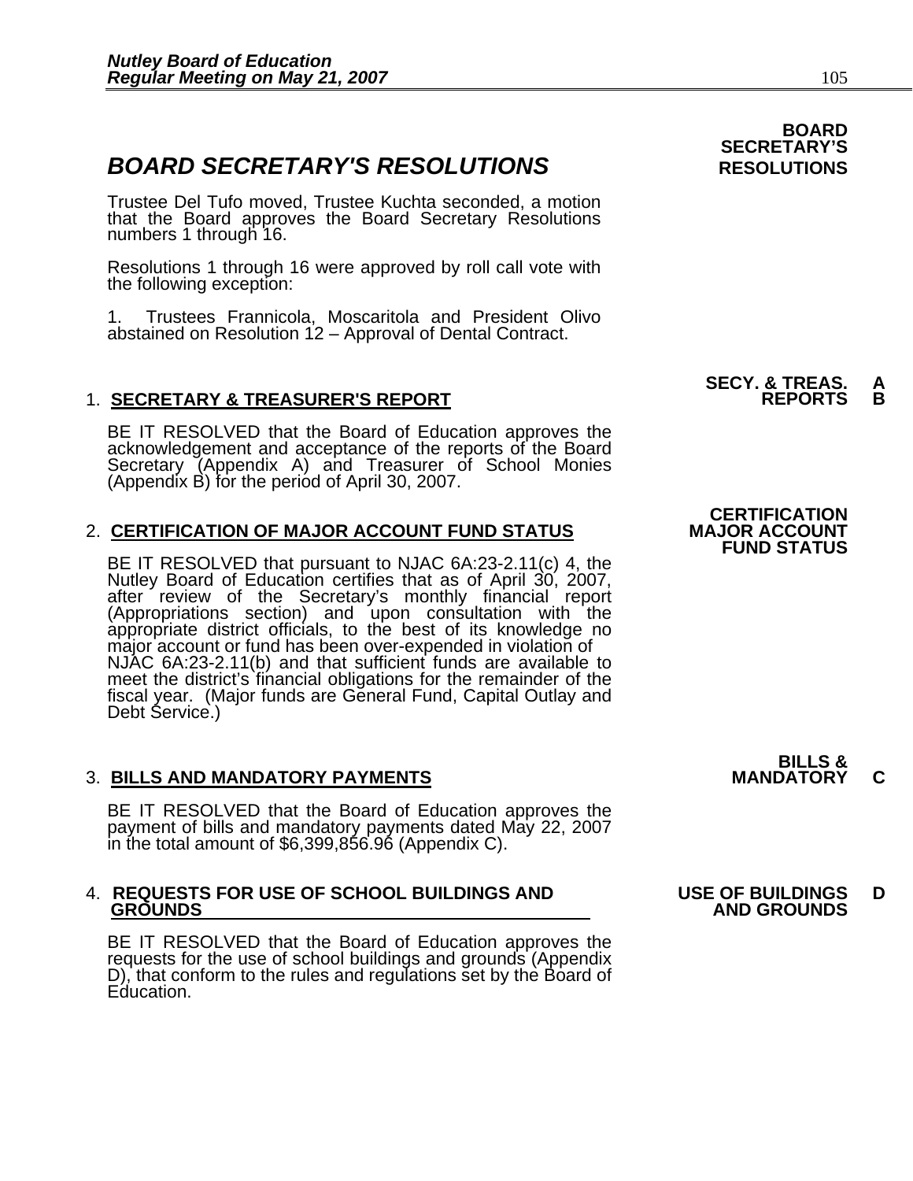# BOARD SECRETARY'S RESOLUTIONS

**BOARD SECRETARY'S RESOLUTIONS**

Trustee Del Tufo moved, Trustee Kuchta seconded, a motion that the Board approves the Board Secretary Resolutions numbers 1 through 16.

Resolutions 1 through 16 were approved by roll call vote with the following exception:

1. Trustees Frannicola, Moscaritola and President Olivo abstained on Resolution 12 – Approval of Dental Contract.

**SECY. & TREAS. REPORTS A B**

1. **SECRETARY & TREASURER'S REPORT**

BE IT RESOLVED that the Board of Education approves the acknowledgement and acceptance of the reports of the Board Secretary (Appendix A) and Treasurer of School Monies (Appendix B) for the period of April 30, 2007.

**CERTIFICATION MAJOR ACCOUNT FUND STATUS**

2. **CERTIFICATION OF MAJOR ACCOUNT FUND STATUS**

BE IT RESOLVED that pursuant to NJAC 6A:23-2.11(c) 4, the Nutley Board of Education certifies that as of April 30, 2007, after review of the Secretary's monthly financial report (Appropriations section) and upon consultation with the appropriate district officials, to the best of its knowledge no major account or fund has been over-expended in violation of NJAC 6A:23-2.11(b) and that sufficient funds are available to meet the district's financial obligations for the remainder of the fiscal year. (Major funds are General Fund, Capital Outlay and Debt Service.)

**BILLS & MANDATORY C**

3. **BILLS AND MANDATORY PAYMENTS**

BE IT RESOLVED that the Board of Education approves the payment of bills and mandatory payments dated May 22, 2007 in the total amount of $6,399,856.96 (Appendix C).

**USE OF BUILDINGS AND GROUNDS D**

4. **REQUESTS FOR USE OF SCHOOL BUILDINGS AND GROUNDS**

BE IT RESOLVED that the Board of Education approves the requests for the use of school buildings and grounds (Appendix D), that conform to the rules and regulations set by the Board of Education.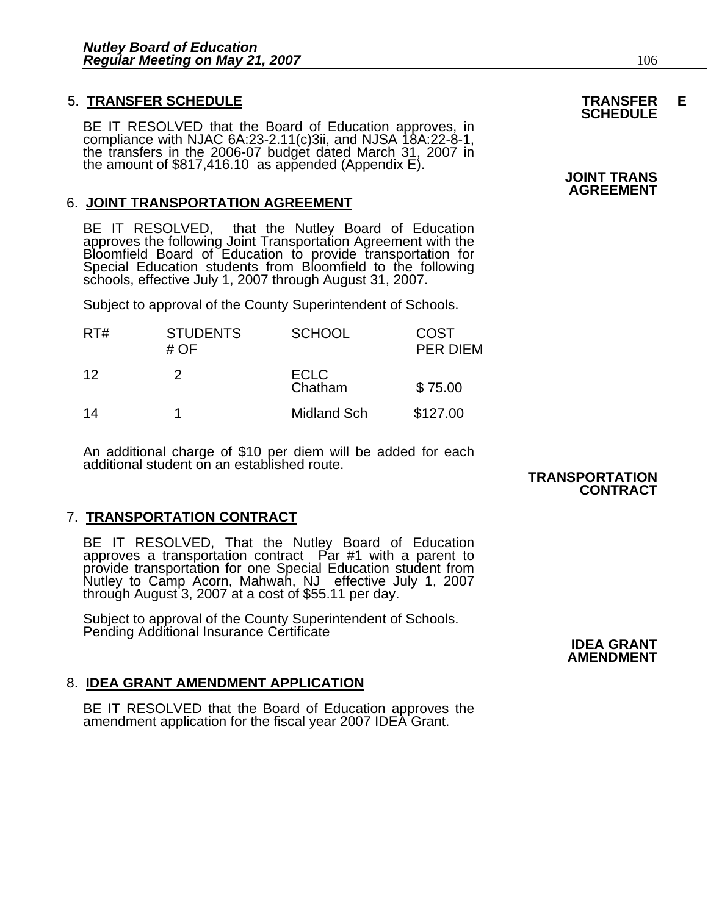5. **TRANSFER SCHEDULE**

**TRANSFER SCHEDULE**

BE IT RESOLVED that the Board of Education approves, in compliance with NJAC 6A:23-2.11(c)3ii, and NJSA 18A:22-8-1, the transfers in the 2006-07 budget dated March 31, 2007 in the amount of $817,416.10 as appended (Appendix E).

**JOINT TRANS AGREEMENT**

6. **JOINT TRANSPORTATION AGREEMENT**

BE IT RESOLVED, that the Nutley Board of Education approves the following Joint Transportation Agreement with the Bloomfield Board of Education to provide transportation for Special Education students from Bloomfield to the following schools, effective July 1, 2007 through August 31, 2007.

Subject to approval of the County Superintendent of Schools.

| RT# | STUDENTS # OF | SCHOOL | COST PER DIEM |
|---|---|---|---|
| 12 | 2 | ECLC Chatham | $ 75.00 |
| 14 | 1 | Midland Sch | $127.00 |

An additional charge of $10 per diem will be added for each additional student on an established route.

**TRANSPORTATION CONTRACT**

7. **TRANSPORTATION CONTRACT**

BE IT RESOLVED, That the Nutley Board of Education approves a transportation contract Par #1 with a parent to provide transportation for one Special Education student from Nutley to Camp Acorn, Mahwah, NJ effective July 1, 2007 through August 3, 2007 at a cost of $55.11 per day.

Subject to approval of the County Superintendent of Schools.
Pending Additional Insurance Certificate

**IDEA GRANT AMENDMENT**

8. **IDEA GRANT AMENDMENT APPLICATION**

BE IT RESOLVED that the Board of Education approves the amendment application for the fiscal year 2007 IDEA Grant.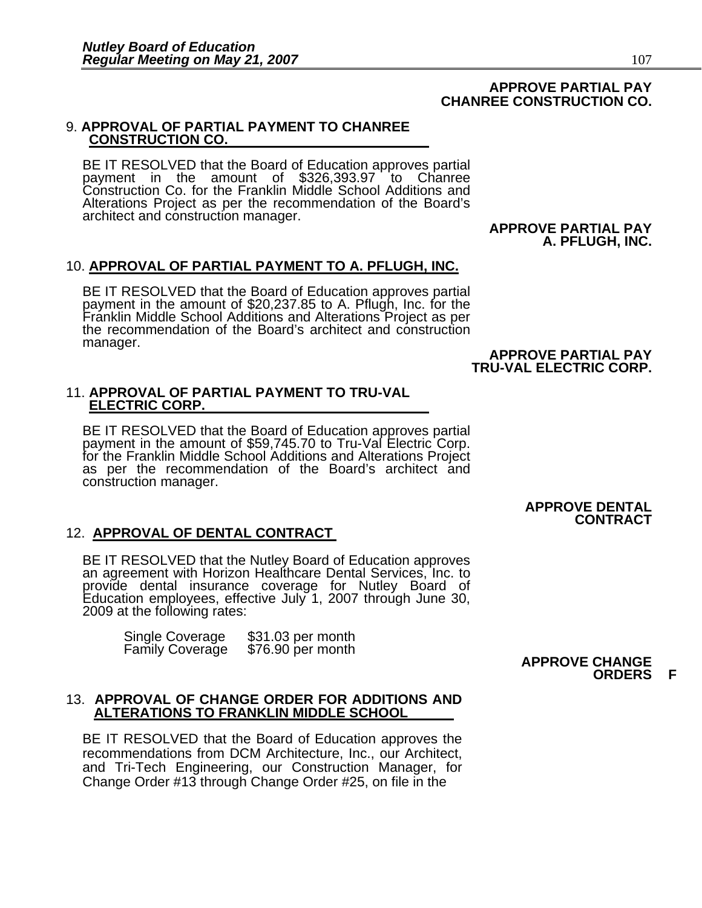**APPROVE PARTIAL PAY CHANREE CONSTRUCTION CO.**

9. **APPROVAL OF PARTIAL PAYMENT TO CHANREE CONSTRUCTION CO.**

BE IT RESOLVED that the Board of Education approves partial payment in the amount of $326,393.97 to Chanree Construction Co. for the Franklin Middle School Additions and Alterations Project as per the recommendation of the Board's architect and construction manager.

**APPROVE PARTIAL PAY A. PFLUGH, INC.**

10. **APPROVAL OF PARTIAL PAYMENT TO A. PFLUGH, INC.**

BE IT RESOLVED that the Board of Education approves partial payment in the amount of $20,237.85 to A. Pflugh, Inc. for the Franklin Middle School Additions and Alterations Project as per the recommendation of the Board's architect and construction manager.

**APPROVE PARTIAL PAY TRU-VAL ELECTRIC CORP.**

11. **APPROVAL OF PARTIAL PAYMENT TO TRU-VAL ELECTRIC CORP.**

BE IT RESOLVED that the Board of Education approves partial payment in the amount of $59,745.70 to Tru-Val Electric Corp. for the Franklin Middle School Additions and Alterations Project as per the recommendation of the Board's architect and construction manager.

**APPROVE DENTAL CONTRACT**

12. **APPROVAL OF DENTAL CONTRACT**

BE IT RESOLVED that the Nutley Board of Education approves an agreement with Horizon Healthcare Dental Services, Inc. to provide dental insurance coverage for Nutley Board of Education employees, effective July 1, 2007 through June 30, 2009 at the following rates:

Single Coverage $31.03 per month
Family Coverage $76.90 per month

**APPROVE CHANGE ORDERS F**

13. **APPROVAL OF CHANGE ORDER FOR ADDITIONS AND ALTERATIONS TO FRANKLIN MIDDLE SCHOOL**

BE IT RESOLVED that the Board of Education approves the recommendations from DCM Architecture, Inc., our Architect, and Tri-Tech Engineering, our Construction Manager, for Change Order #13 through Change Order #25, on file in the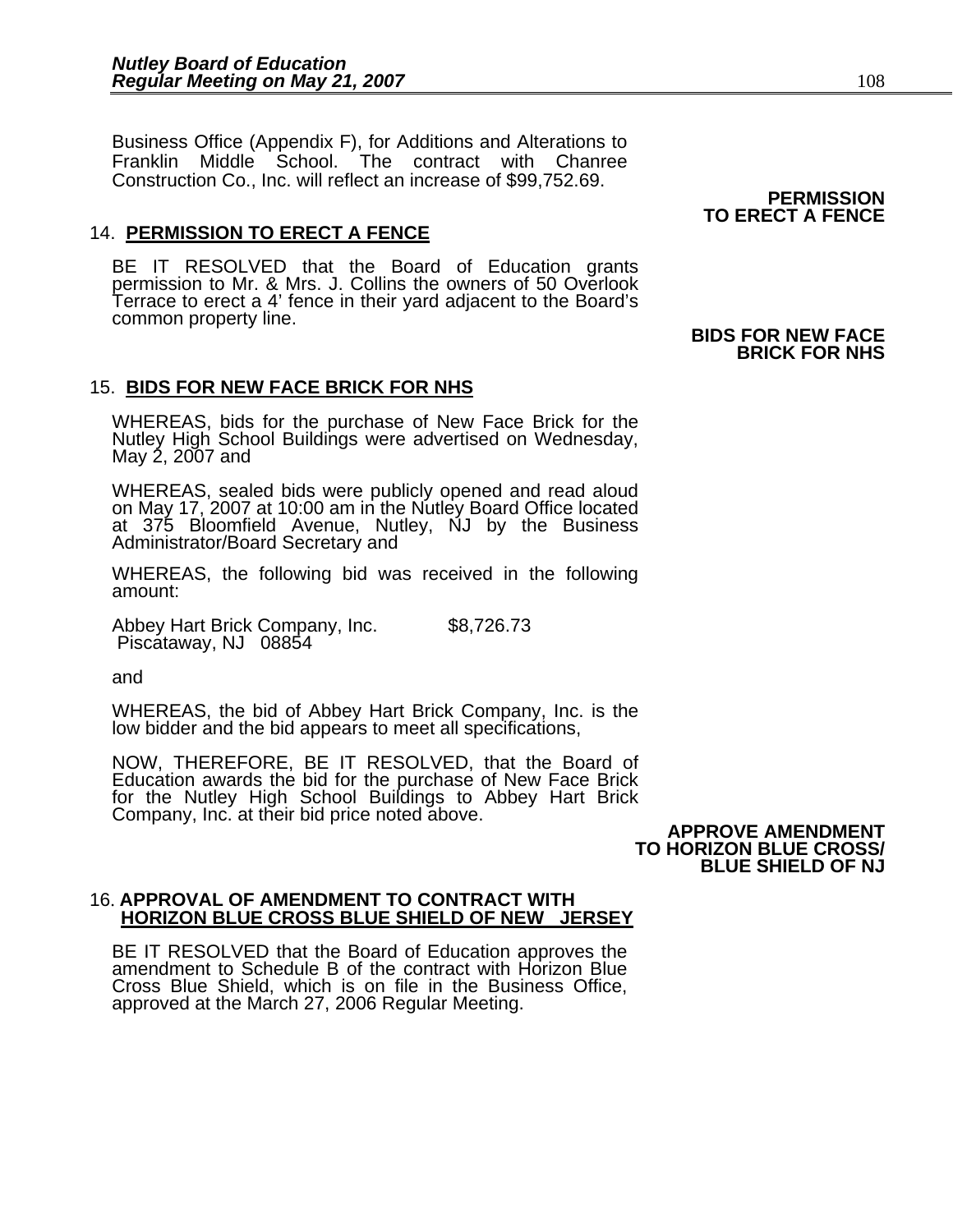Business Office (Appendix F), for Additions and Alterations to Franklin Middle School. The contract with Chanree Construction Co., Inc. will reflect an increase of $99,752.69.

**PERMISSION TO ERECT A FENCE**

14. **PERMISSION TO ERECT A FENCE**

BE IT RESOLVED that the Board of Education grants permission to Mr. & Mrs. J. Collins the owners of 50 Overlook Terrace to erect a 4' fence in their yard adjacent to the Board's common property line.

**BIDS FOR NEW FACE BRICK FOR NHS**

15. **BIDS FOR NEW FACE BRICK FOR NHS**

WHEREAS, bids for the purchase of New Face Brick for the Nutley High School Buildings were advertised on Wednesday, May 2, 2007 and

WHEREAS, sealed bids were publicly opened and read aloud on May 17, 2007 at 10:00 am in the Nutley Board Office located at 375 Bloomfield Avenue, Nutley, NJ by the Business Administrator/Board Secretary and

WHEREAS, the following bid was received in the following amount:

Abbey Hart Brick Company, Inc. $8,726.73
Piscataway, NJ 08854

and

WHEREAS, the bid of Abbey Hart Brick Company, Inc. is the low bidder and the bid appears to meet all specifications,

NOW, THEREFORE, BE IT RESOLVED, that the Board of Education awards the bid for the purchase of New Face Brick for the Nutley High School Buildings to Abbey Hart Brick Company, Inc. at their bid price noted above.

**APPROVE AMENDMENT TO HORIZON BLUE CROSS/ BLUE SHIELD OF NJ**

16. **APPROVAL OF AMENDMENT TO CONTRACT WITH HORIZON BLUE CROSS BLUE SHIELD OF NEW JERSEY**

BE IT RESOLVED that the Board of Education approves the amendment to Schedule B of the contract with Horizon Blue Cross Blue Shield, which is on file in the Business Office, approved at the March 27, 2006 Regular Meeting.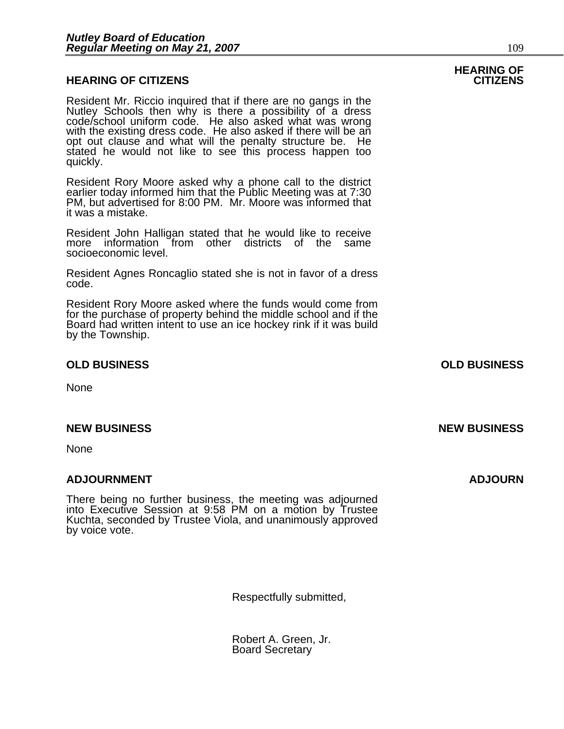## HEARING OF CITIZENS

Resident Mr. Riccio inquired that if there are no gangs in the Nutley Schools then why is there a possibility of a dress code/school uniform code. He also asked what was wrong with the existing dress code. He also asked if there will be an opt out clause and what will the penalty structure be. He stated he would not like to see this process happen too quickly.

Resident Rory Moore asked why a phone call to the district earlier today informed him that the Public Meeting was at 7:30 PM, but advertised for 8:00 PM. Mr. Moore was informed that it was a mistake.

Resident John Halligan stated that he would like to receive more information from other districts of the same socioeconomic level.

Resident Agnes Roncaglio stated she is not in favor of a dress code.

Resident Rory Moore asked where the funds would come from for the purchase of property behind the middle school and if the Board had written intent to use an ice hockey rink if it was build by the Township.

## OLD BUSINESS

None

## NEW BUSINESS

None

## ADJOURNMENT

There being no further business, the meeting was adjourned into Executive Session at 9:58 PM on a motion by Trustee Kuchta, seconded by Trustee Viola, and unanimously approved by voice vote.

Respectfully submitted,

Robert A. Green, Jr.
Board Secretary